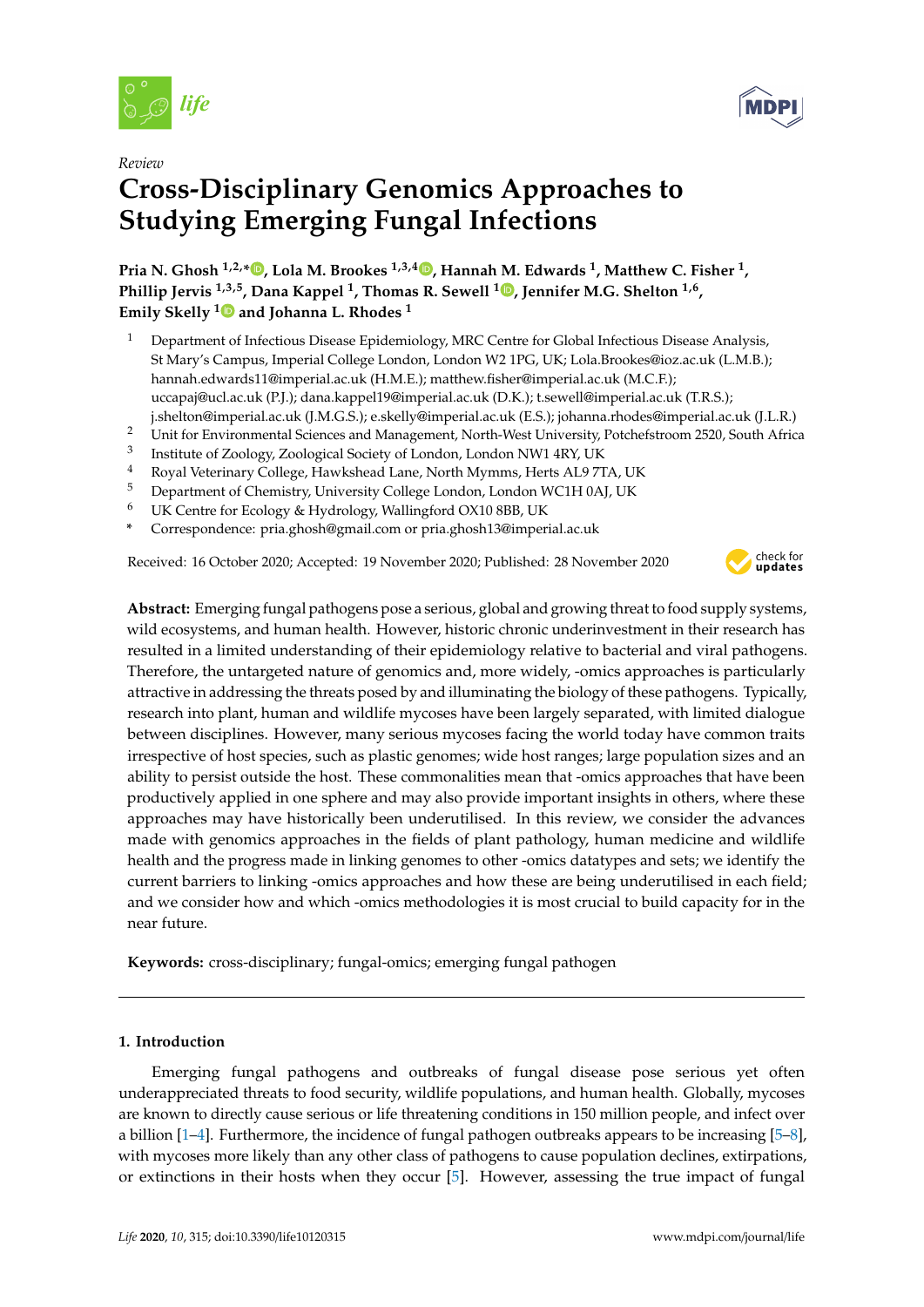Review

# Cross-Disciplinary Genomics Approaches to Studying Emerging Fungal Infections

**Pria N. Ghosh [1,2,*], Lola M. Brookes [1,3,4], Hannah M. Edwards [1], Matthew C. Fisher [1], Phillip Jervis [1,3,5], Dana Kappel [1], Thomas R. Sewell [1], Jennifer M.G. Shelton [1,6], Emily Skelly [1] and Johanna L. Rhodes [1]**

1 Department of Infectious Disease Epidemiology, MRC Centre for Global Infectious Disease Analysis, St Mary's Campus, Imperial College London, London W2 1PG, UK; Lola.Brookes@ioz.ac.uk (L.M.B.); hannah.edwards11@imperial.ac.uk (H.M.E.); matthew.fisher@imperial.ac.uk (M.C.F.); uccapaj@ucl.ac.uk (P.J.); dana.kappel19@imperial.ac.uk (D.K.); t.sewell@imperial.ac.uk (T.R.S.); j.shelton@imperial.ac.uk (J.M.G.S.); e.skelly@imperial.ac.uk (E.S.); johanna.rhodes@imperial.ac.uk (J.L.R.)
2 Unit for Environmental Sciences and Management, North-West University, Potchefstroom 2520, South Africa
3 Institute of Zoology, Zoological Society of London, London NW1 4RY, UK
4 Royal Veterinary College, Hawkshead Lane, North Mymms, Herts AL9 7TA, UK
5 Department of Chemistry, University College London, London WC1H 0AJ, UK
6 UK Centre for Ecology & Hydrology, Wallingford OX10 8BB, UK
\* Correspondence: pria.ghosh@gmail.com or pria.ghosh13@imperial.ac.uk

Received: 16 October 2020; Accepted: 19 November 2020; Published: 28 November 2020

**Abstract:** Emerging fungal pathogens pose a serious, global and growing threat to food supply systems, wild ecosystems, and human health. However, historic chronic underinvestment in their research has resulted in a limited understanding of their epidemiology relative to bacterial and viral pathogens. Therefore, the untargeted nature of genomics and, more widely, -omics approaches is particularly attractive in addressing the threats posed by and illuminating the biology of these pathogens. Typically, research into plant, human and wildlife mycoses have been largely separated, with limited dialogue between disciplines. However, many serious mycoses facing the world today have common traits irrespective of host species, such as plastic genomes; wide host ranges; large population sizes and an ability to persist outside the host. These commonalities mean that -omics approaches that have been productively applied in one sphere and may also provide important insights in others, where these approaches may have historically been underutilised. In this review, we consider the advances made with genomics approaches in the fields of plant pathology, human medicine and wildlife health and the progress made in linking genomes to other -omics datatypes and sets; we identify the current barriers to linking -omics approaches and how these are being underutilised in each field; and we consider how and which -omics methodologies it is most crucial to build capacity for in the near future.

**Keywords:** cross-disciplinary; fungal-omics; emerging fungal pathogen

## 1. Introduction

Emerging fungal pathogens and outbreaks of fungal disease pose serious yet often underappreciated threats to food security, wildlife populations, and human health. Globally, mycoses are known to directly cause serious or life threatening conditions in 150 million people, and infect over a billion [1–4]. Furthermore, the incidence of fungal pathogen outbreaks appears to be increasing [5–8], with mycoses more likely than any other class of pathogens to cause population declines, extirpations, or extinctions in their hosts when they occur [5]. However, assessing the true impact of fungal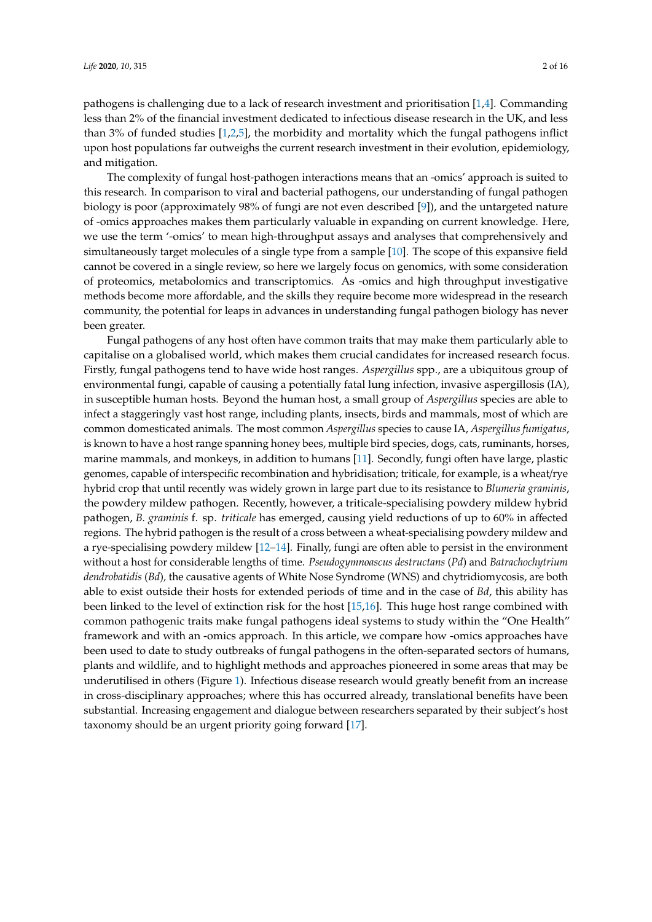pathogens is challenging due to a lack of research investment and prioritisation [1,4]. Commanding less than 2% of the financial investment dedicated to infectious disease research in the UK, and less than 3% of funded studies [1,2,5], the morbidity and mortality which the fungal pathogens inflict upon host populations far outweighs the current research investment in their evolution, epidemiology, and mitigation.

The complexity of fungal host-pathogen interactions means that an -omics' approach is suited to this research. In comparison to viral and bacterial pathogens, our understanding of fungal pathogen biology is poor (approximately 98% of fungi are not even described [9]), and the untargeted nature of -omics approaches makes them particularly valuable in expanding on current knowledge. Here, we use the term '-omics' to mean high-throughput assays and analyses that comprehensively and simultaneously target molecules of a single type from a sample [10]. The scope of this expansive field cannot be covered in a single review, so here we largely focus on genomics, with some consideration of proteomics, metabolomics and transcriptomics. As -omics and high throughput investigative methods become more affordable, and the skills they require become more widespread in the research community, the potential for leaps in advances in understanding fungal pathogen biology has never been greater.

Fungal pathogens of any host often have common traits that may make them particularly able to capitalise on a globalised world, which makes them crucial candidates for increased research focus. Firstly, fungal pathogens tend to have wide host ranges. *Aspergillus* spp., are a ubiquitous group of environmental fungi, capable of causing a potentially fatal lung infection, invasive aspergillosis (IA), in susceptible human hosts. Beyond the human host, a small group of *Aspergillus* species are able to infect a staggeringly vast host range, including plants, insects, birds and mammals, most of which are common domesticated animals. The most common *Aspergillus* species to cause IA, *Aspergillus fumigatus*, is known to have a host range spanning honey bees, multiple bird species, dogs, cats, ruminants, horses, marine mammals, and monkeys, in addition to humans [11]. Secondly, fungi often have large, plastic genomes, capable of interspecific recombination and hybridisation; triticale, for example, is a wheat/rye hybrid crop that until recently was widely grown in large part due to its resistance to *Blumeria graminis*, the powdery mildew pathogen. Recently, however, a triticale-specialising powdery mildew hybrid pathogen, *B. graminis* f. sp. *triticale* has emerged, causing yield reductions of up to 60% in affected regions. The hybrid pathogen is the result of a cross between a wheat-specialising powdery mildew and a rye-specialising powdery mildew [12–14]. Finally, fungi are often able to persist in the environment without a host for considerable lengths of time. *Pseudogymnoascus destructans* (*Pd*) and *Batrachochytrium dendrobatidis* (*Bd*), the causative agents of White Nose Syndrome (WNS) and chytridiomycosis, are both able to exist outside their hosts for extended periods of time and in the case of *Bd*, this ability has been linked to the level of extinction risk for the host [15,16]. This huge host range combined with common pathogenic traits make fungal pathogens ideal systems to study within the "One Health" framework and with an -omics approach. In this article, we compare how -omics approaches have been used to date to study outbreaks of fungal pathogens in the often-separated sectors of humans, plants and wildlife, and to highlight methods and approaches pioneered in some areas that may be underutilised in others (Figure 1). Infectious disease research would greatly benefit from an increase in cross-disciplinary approaches; where this has occurred already, translational benefits have been substantial. Increasing engagement and dialogue between researchers separated by their subject's host taxonomy should be an urgent priority going forward [17].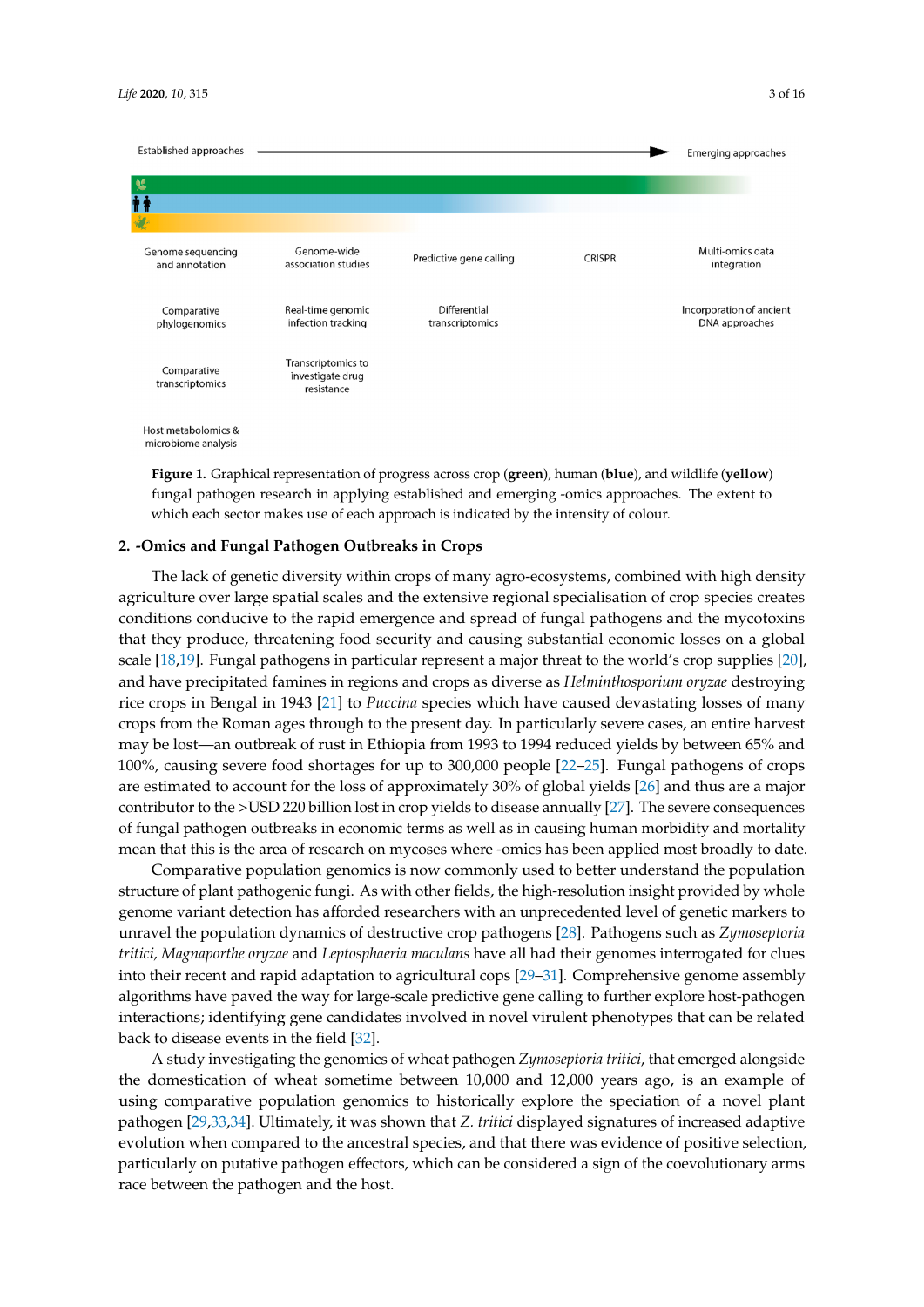Established approaches → Emerging approaches

| | | | | |
|---|---|---|---|---|
| Genome sequencing and annotation | Genome-wide association studies | Predictive gene calling | CRISPR | Multi-omics data integration |
| Comparative phylogenomics | Real-time genomic infection tracking | Differential transcriptomics | | Incorporation of ancient DNA approaches |
| Comparative transcriptomics | Transcriptomics to investigate drug resistance | | | |
| Host metabolomics & microbiome analysis | | | | |

**Figure 1.** Graphical representation of progress across crop (**green**), human (**blue**), and wildlife (**yellow**) fungal pathogen research in applying established and emerging -omics approaches. The extent to which each sector makes use of each approach is indicated by the intensity of colour.

## 2. -Omics and Fungal Pathogen Outbreaks in Crops

The lack of genetic diversity within crops of many agro-ecosystems, combined with high density agriculture over large spatial scales and the extensive regional specialisation of crop species creates conditions conducive to the rapid emergence and spread of fungal pathogens and the mycotoxins that they produce, threatening food security and causing substantial economic losses on a global scale [18,19]. Fungal pathogens in particular represent a major threat to the world's crop supplies [20], and have precipitated famines in regions and crops as diverse as *Helminthosporium oryzae* destroying rice crops in Bengal in 1943 [21] to *Puccina* species which have caused devastating losses of many crops from the Roman ages through to the present day. In particularly severe cases, an entire harvest may be lost—an outbreak of rust in Ethiopia from 1993 to 1994 reduced yields by between 65% and 100%, causing severe food shortages for up to 300,000 people [22–25]. Fungal pathogens of crops are estimated to account for the loss of approximately 30% of global yields [26] and thus are a major contributor to the >USD 220 billion lost in crop yields to disease annually [27]. The severe consequences of fungal pathogen outbreaks in economic terms as well as in causing human morbidity and mortality mean that this is the area of research on mycoses where -omics has been applied most broadly to date.

Comparative population genomics is now commonly used to better understand the population structure of plant pathogenic fungi. As with other fields, the high-resolution insight provided by whole genome variant detection has afforded researchers with an unprecedented level of genetic markers to unravel the population dynamics of destructive crop pathogens [28]. Pathogens such as *Zymoseptoria tritici, Magnaporthe oryzae* and *Leptosphaeria maculans* have all had their genomes interrogated for clues into their recent and rapid adaptation to agricultural cops [29–31]. Comprehensive genome assembly algorithms have paved the way for large-scale predictive gene calling to further explore host-pathogen interactions; identifying gene candidates involved in novel virulent phenotypes that can be related back to disease events in the field [32].

A study investigating the genomics of wheat pathogen *Zymoseptoria tritici*, that emerged alongside the domestication of wheat sometime between 10,000 and 12,000 years ago, is an example of using comparative population genomics to historically explore the speciation of a novel plant pathogen [29,33,34]. Ultimately, it was shown that *Z. tritici* displayed signatures of increased adaptive evolution when compared to the ancestral species, and that there was evidence of positive selection, particularly on putative pathogen effectors, which can be considered a sign of the coevolutionary arms race between the pathogen and the host.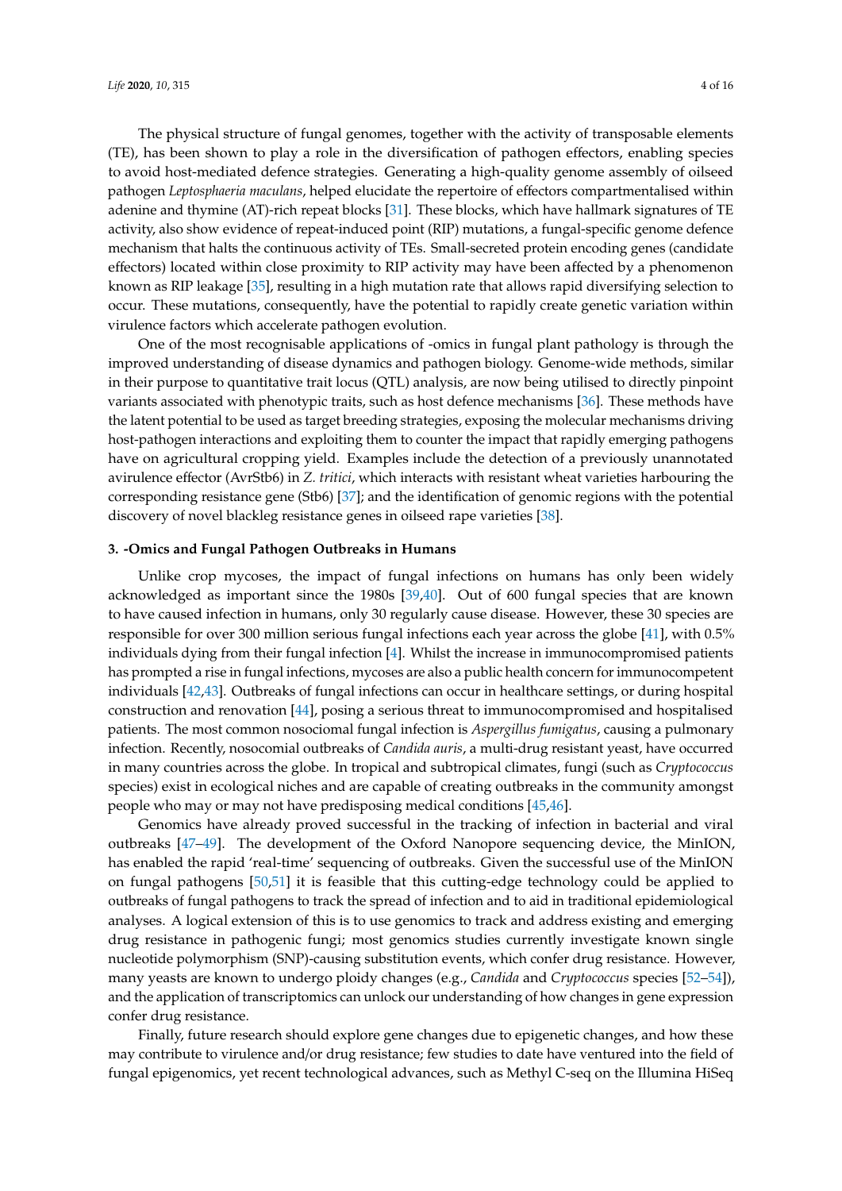The physical structure of fungal genomes, together with the activity of transposable elements (TE), has been shown to play a role in the diversification of pathogen effectors, enabling species to avoid host-mediated defence strategies. Generating a high-quality genome assembly of oilseed pathogen *Leptosphaeria maculans*, helped elucidate the repertoire of effectors compartmentalised within adenine and thymine (AT)-rich repeat blocks [31]. These blocks, which have hallmark signatures of TE activity, also show evidence of repeat-induced point (RIP) mutations, a fungal-specific genome defence mechanism that halts the continuous activity of TEs. Small-secreted protein encoding genes (candidate effectors) located within close proximity to RIP activity may have been affected by a phenomenon known as RIP leakage [35], resulting in a high mutation rate that allows rapid diversifying selection to occur. These mutations, consequently, have the potential to rapidly create genetic variation within virulence factors which accelerate pathogen evolution.

One of the most recognisable applications of -omics in fungal plant pathology is through the improved understanding of disease dynamics and pathogen biology. Genome-wide methods, similar in their purpose to quantitative trait locus (QTL) analysis, are now being utilised to directly pinpoint variants associated with phenotypic traits, such as host defence mechanisms [36]. These methods have the latent potential to be used as target breeding strategies, exposing the molecular mechanisms driving host-pathogen interactions and exploiting them to counter the impact that rapidly emerging pathogens have on agricultural cropping yield. Examples include the detection of a previously unannotated avirulence effector (AvrStb6) in *Z. tritici*, which interacts with resistant wheat varieties harbouring the corresponding resistance gene (Stb6) [37]; and the identification of genomic regions with the potential discovery of novel blackleg resistance genes in oilseed rape varieties [38].

## 3. -Omics and Fungal Pathogen Outbreaks in Humans

Unlike crop mycoses, the impact of fungal infections on humans has only been widely acknowledged as important since the 1980s [39,40]. Out of 600 fungal species that are known to have caused infection in humans, only 30 regularly cause disease. However, these 30 species are responsible for over 300 million serious fungal infections each year across the globe [41], with 0.5% individuals dying from their fungal infection [4]. Whilst the increase in immunocompromised patients has prompted a rise in fungal infections, mycoses are also a public health concern for immunocompetent individuals [42,43]. Outbreaks of fungal infections can occur in healthcare settings, or during hospital construction and renovation [44], posing a serious threat to immunocompromised and hospitalised patients. The most common nosociomal fungal infection is *Aspergillus fumigatus*, causing a pulmonary infection. Recently, nosocomial outbreaks of *Candida auris*, a multi-drug resistant yeast, have occurred in many countries across the globe. In tropical and subtropical climates, fungi (such as *Cryptococcus* species) exist in ecological niches and are capable of creating outbreaks in the community amongst people who may or may not have predisposing medical conditions [45,46].

Genomics have already proved successful in the tracking of infection in bacterial and viral outbreaks [47–49]. The development of the Oxford Nanopore sequencing device, the MinION, has enabled the rapid 'real-time' sequencing of outbreaks. Given the successful use of the MinION on fungal pathogens [50,51] it is feasible that this cutting-edge technology could be applied to outbreaks of fungal pathogens to track the spread of infection and to aid in traditional epidemiological analyses. A logical extension of this is to use genomics to track and address existing and emerging drug resistance in pathogenic fungi; most genomics studies currently investigate known single nucleotide polymorphism (SNP)-causing substitution events, which confer drug resistance. However, many yeasts are known to undergo ploidy changes (e.g., *Candida* and *Cryptococcus* species [52–54]), and the application of transcriptomics can unlock our understanding of how changes in gene expression confer drug resistance.

Finally, future research should explore gene changes due to epigenetic changes, and how these may contribute to virulence and/or drug resistance; few studies to date have ventured into the field of fungal epigenomics, yet recent technological advances, such as Methyl C-seq on the Illumina HiSeq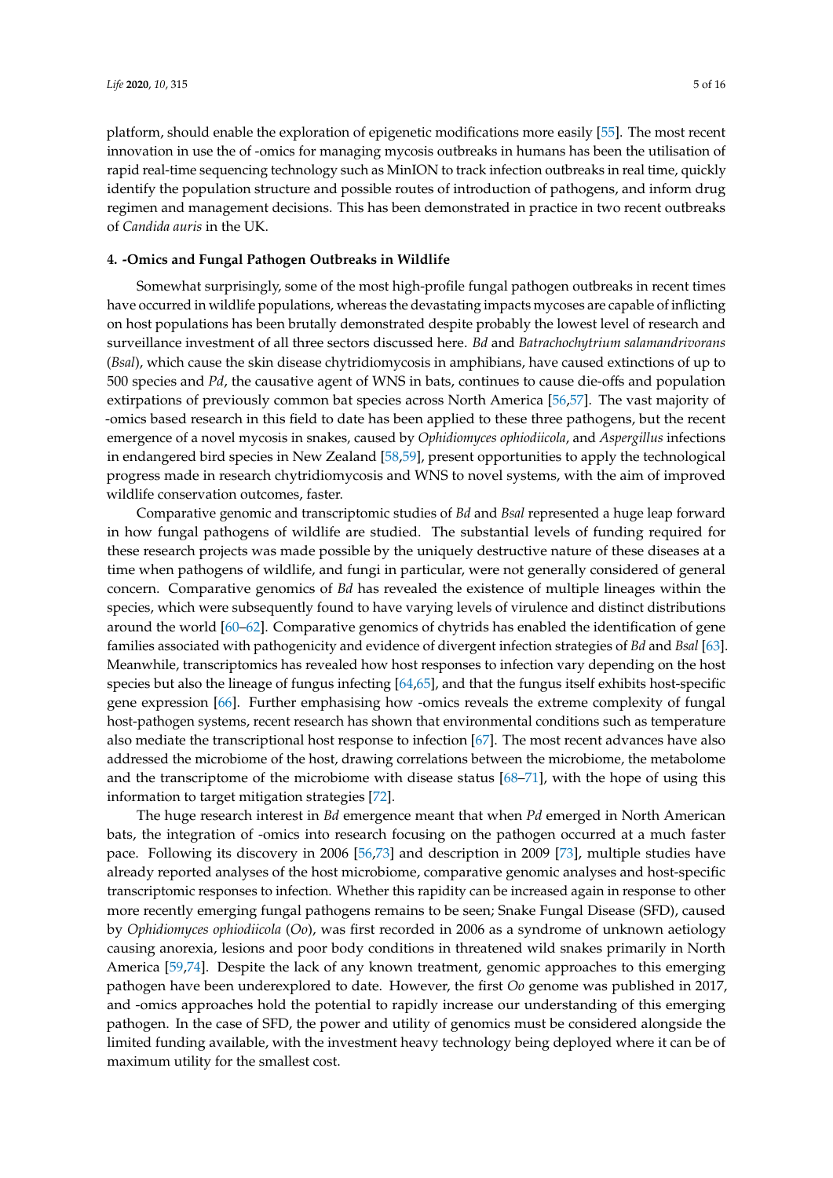platform, should enable the exploration of epigenetic modifications more easily [55]. The most recent innovation in use the of -omics for managing mycosis outbreaks in humans has been the utilisation of rapid real-time sequencing technology such as MinION to track infection outbreaks in real time, quickly identify the population structure and possible routes of introduction of pathogens, and inform drug regimen and management decisions. This has been demonstrated in practice in two recent outbreaks of *Candida auris* in the UK.

## 4. -Omics and Fungal Pathogen Outbreaks in Wildlife

Somewhat surprisingly, some of the most high-profile fungal pathogen outbreaks in recent times have occurred in wildlife populations, whereas the devastating impacts mycoses are capable of inflicting on host populations has been brutally demonstrated despite probably the lowest level of research and surveillance investment of all three sectors discussed here. *Bd* and *Batrachochytrium salamandrivorans* (*Bsal*), which cause the skin disease chytridiomycosis in amphibians, have caused extinctions of up to 500 species and *Pd*, the causative agent of WNS in bats, continues to cause die-offs and population extirpations of previously common bat species across North America [56,57]. The vast majority of -omics based research in this field to date has been applied to these three pathogens, but the recent emergence of a novel mycosis in snakes, caused by *Ophidiomyces ophiodiicola*, and *Aspergillus* infections in endangered bird species in New Zealand [58,59], present opportunities to apply the technological progress made in research chytridiomycosis and WNS to novel systems, with the aim of improved wildlife conservation outcomes, faster.

Comparative genomic and transcriptomic studies of *Bd* and *Bsal* represented a huge leap forward in how fungal pathogens of wildlife are studied. The substantial levels of funding required for these research projects was made possible by the uniquely destructive nature of these diseases at a time when pathogens of wildlife, and fungi in particular, were not generally considered of general concern. Comparative genomics of *Bd* has revealed the existence of multiple lineages within the species, which were subsequently found to have varying levels of virulence and distinct distributions around the world [60–62]. Comparative genomics of chytrids has enabled the identification of gene families associated with pathogenicity and evidence of divergent infection strategies of *Bd* and *Bsal* [63]. Meanwhile, transcriptomics has revealed how host responses to infection vary depending on the host species but also the lineage of fungus infecting [64,65], and that the fungus itself exhibits host-specific gene expression [66]. Further emphasising how -omics reveals the extreme complexity of fungal host-pathogen systems, recent research has shown that environmental conditions such as temperature also mediate the transcriptional host response to infection [67]. The most recent advances have also addressed the microbiome of the host, drawing correlations between the microbiome, the metabolome and the transcriptome of the microbiome with disease status [68–71], with the hope of using this information to target mitigation strategies [72].

The huge research interest in *Bd* emergence meant that when *Pd* emerged in North American bats, the integration of -omics into research focusing on the pathogen occurred at a much faster pace. Following its discovery in 2006 [56,73] and description in 2009 [73], multiple studies have already reported analyses of the host microbiome, comparative genomic analyses and host-specific transcriptomic responses to infection. Whether this rapidity can be increased again in response to other more recently emerging fungal pathogens remains to be seen; Snake Fungal Disease (SFD), caused by *Ophidiomyces ophiodiicola* (*Oo*), was first recorded in 2006 as a syndrome of unknown aetiology causing anorexia, lesions and poor body conditions in threatened wild snakes primarily in North America [59,74]. Despite the lack of any known treatment, genomic approaches to this emerging pathogen have been underexplored to date. However, the first *Oo* genome was published in 2017, and -omics approaches hold the potential to rapidly increase our understanding of this emerging pathogen. In the case of SFD, the power and utility of genomics must be considered alongside the limited funding available, with the investment heavy technology being deployed where it can be of maximum utility for the smallest cost.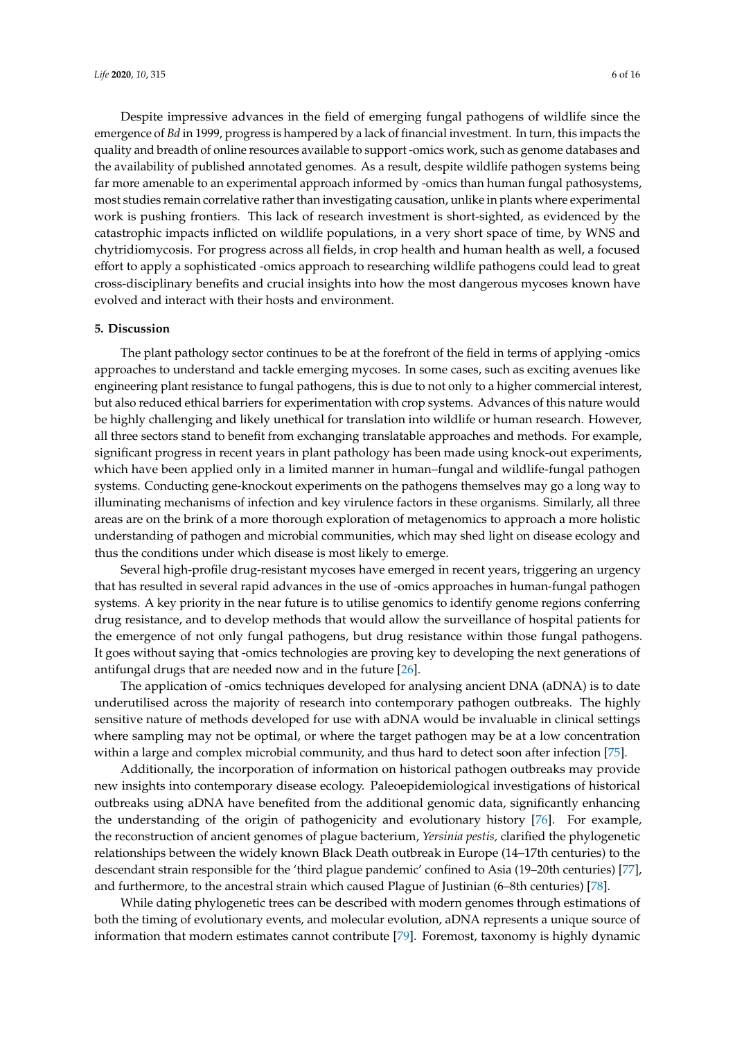Despite impressive advances in the field of emerging fungal pathogens of wildlife since the emergence of *Bd* in 1999, progress is hampered by a lack of financial investment. In turn, this impacts the quality and breadth of online resources available to support -omics work, such as genome databases and the availability of published annotated genomes. As a result, despite wildlife pathogen systems being far more amenable to an experimental approach informed by -omics than human fungal pathosystems, most studies remain correlative rather than investigating causation, unlike in plants where experimental work is pushing frontiers. This lack of research investment is short-sighted, as evidenced by the catastrophic impacts inflicted on wildlife populations, in a very short space of time, by WNS and chytridiomycosis. For progress across all fields, in crop health and human health as well, a focused effort to apply a sophisticated -omics approach to researching wildlife pathogens could lead to great cross-disciplinary benefits and crucial insights into how the most dangerous mycoses known have evolved and interact with their hosts and environment.

## 5. Discussion

The plant pathology sector continues to be at the forefront of the field in terms of applying -omics approaches to understand and tackle emerging mycoses. In some cases, such as exciting avenues like engineering plant resistance to fungal pathogens, this is due to not only to a higher commercial interest, but also reduced ethical barriers for experimentation with crop systems. Advances of this nature would be highly challenging and likely unethical for translation into wildlife or human research. However, all three sectors stand to benefit from exchanging translatable approaches and methods. For example, significant progress in recent years in plant pathology has been made using knock-out experiments, which have been applied only in a limited manner in human–fungal and wildlife-fungal pathogen systems. Conducting gene-knockout experiments on the pathogens themselves may go a long way to illuminating mechanisms of infection and key virulence factors in these organisms. Similarly, all three areas are on the brink of a more thorough exploration of metagenomics to approach a more holistic understanding of pathogen and microbial communities, which may shed light on disease ecology and thus the conditions under which disease is most likely to emerge.

Several high-profile drug-resistant mycoses have emerged in recent years, triggering an urgency that has resulted in several rapid advances in the use of -omics approaches in human-fungal pathogen systems. A key priority in the near future is to utilise genomics to identify genome regions conferring drug resistance, and to develop methods that would allow the surveillance of hospital patients for the emergence of not only fungal pathogens, but drug resistance within those fungal pathogens. It goes without saying that -omics technologies are proving key to developing the next generations of antifungal drugs that are needed now and in the future [26].

The application of -omics techniques developed for analysing ancient DNA (aDNA) is to date underutilised across the majority of research into contemporary pathogen outbreaks. The highly sensitive nature of methods developed for use with aDNA would be invaluable in clinical settings where sampling may not be optimal, or where the target pathogen may be at a low concentration within a large and complex microbial community, and thus hard to detect soon after infection [75].

Additionally, the incorporation of information on historical pathogen outbreaks may provide new insights into contemporary disease ecology. Paleoepidemiological investigations of historical outbreaks using aDNA have benefited from the additional genomic data, significantly enhancing the understanding of the origin of pathogenicity and evolutionary history [76]. For example, the reconstruction of ancient genomes of plague bacterium, *Yersinia pestis,* clarified the phylogenetic relationships between the widely known Black Death outbreak in Europe (14–17th centuries) to the descendant strain responsible for the 'third plague pandemic' confined to Asia (19–20th centuries) [77], and furthermore, to the ancestral strain which caused Plague of Justinian (6–8th centuries) [78].

While dating phylogenetic trees can be described with modern genomes through estimations of both the timing of evolutionary events, and molecular evolution, aDNA represents a unique source of information that modern estimates cannot contribute [79]. Foremost, taxonomy is highly dynamic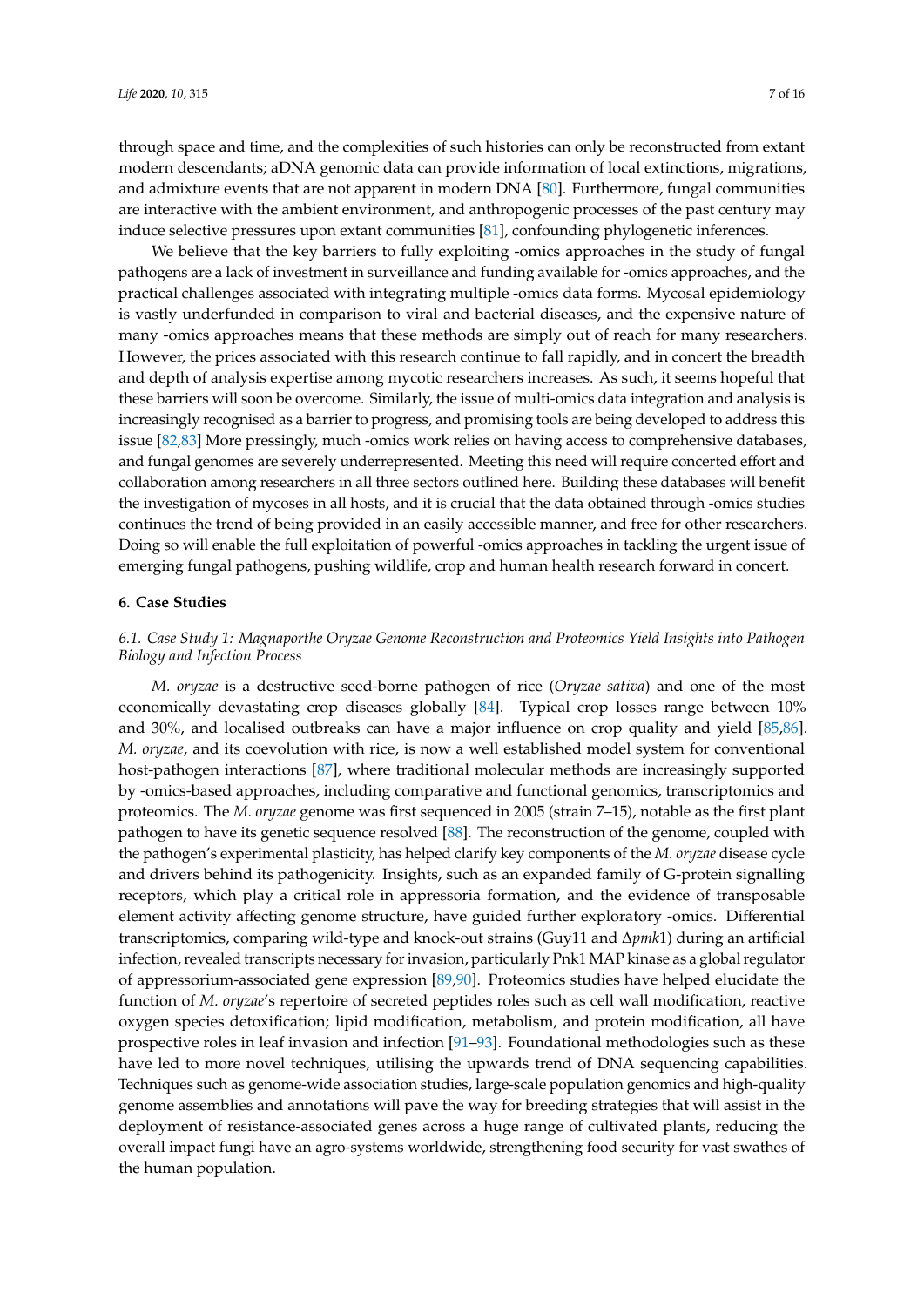through space and time, and the complexities of such histories can only be reconstructed from extant modern descendants; aDNA genomic data can provide information of local extinctions, migrations, and admixture events that are not apparent in modern DNA [80]. Furthermore, fungal communities are interactive with the ambient environment, and anthropogenic processes of the past century may induce selective pressures upon extant communities [81], confounding phylogenetic inferences.

We believe that the key barriers to fully exploiting -omics approaches in the study of fungal pathogens are a lack of investment in surveillance and funding available for -omics approaches, and the practical challenges associated with integrating multiple -omics data forms. Mycosal epidemiology is vastly underfunded in comparison to viral and bacterial diseases, and the expensive nature of many -omics approaches means that these methods are simply out of reach for many researchers. However, the prices associated with this research continue to fall rapidly, and in concert the breadth and depth of analysis expertise among mycotic researchers increases. As such, it seems hopeful that these barriers will soon be overcome. Similarly, the issue of multi-omics data integration and analysis is increasingly recognised as a barrier to progress, and promising tools are being developed to address this issue [82,83] More pressingly, much -omics work relies on having access to comprehensive databases, and fungal genomes are severely underrepresented. Meeting this need will require concerted effort and collaboration among researchers in all three sectors outlined here. Building these databases will benefit the investigation of mycoses in all hosts, and it is crucial that the data obtained through -omics studies continues the trend of being provided in an easily accessible manner, and free for other researchers. Doing so will enable the full exploitation of powerful -omics approaches in tackling the urgent issue of emerging fungal pathogens, pushing wildlife, crop and human health research forward in concert.

## 6. Case Studies

### *6.1. Case Study 1: Magnaporthe Oryzae Genome Reconstruction and Proteomics Yield Insights into Pathogen Biology and Infection Process*

*M. oryzae* is a destructive seed-borne pathogen of rice (*Oryzae sativa*) and one of the most economically devastating crop diseases globally [84]. Typical crop losses range between 10% and 30%, and localised outbreaks can have a major influence on crop quality and yield [85,86]. *M. oryzae*, and its coevolution with rice, is now a well established model system for conventional host-pathogen interactions [87], where traditional molecular methods are increasingly supported by -omics-based approaches, including comparative and functional genomics, transcriptomics and proteomics. The *M. oryzae* genome was first sequenced in 2005 (strain 7–15), notable as the first plant pathogen to have its genetic sequence resolved [88]. The reconstruction of the genome, coupled with the pathogen's experimental plasticity, has helped clarify key components of the *M. oryzae* disease cycle and drivers behind its pathogenicity. Insights, such as an expanded family of G-protein signalling receptors, which play a critical role in appressoria formation, and the evidence of transposable element activity affecting genome structure, have guided further exploratory -omics. Differential transcriptomics, comparing wild-type and knock-out strains (Guy11 and Δ*pmk*1) during an artificial infection, revealed transcripts necessary for invasion, particularly Pnk1 MAP kinase as a global regulator of appressorium-associated gene expression [89,90]. Proteomics studies have helped elucidate the function of *M. oryzae*'s repertoire of secreted peptides roles such as cell wall modification, reactive oxygen species detoxification; lipid modification, metabolism, and protein modification, all have prospective roles in leaf invasion and infection [91–93]. Foundational methodologies such as these have led to more novel techniques, utilising the upwards trend of DNA sequencing capabilities. Techniques such as genome-wide association studies, large-scale population genomics and high-quality genome assemblies and annotations will pave the way for breeding strategies that will assist in the deployment of resistance-associated genes across a huge range of cultivated plants, reducing the overall impact fungi have an agro-systems worldwide, strengthening food security for vast swathes of the human population.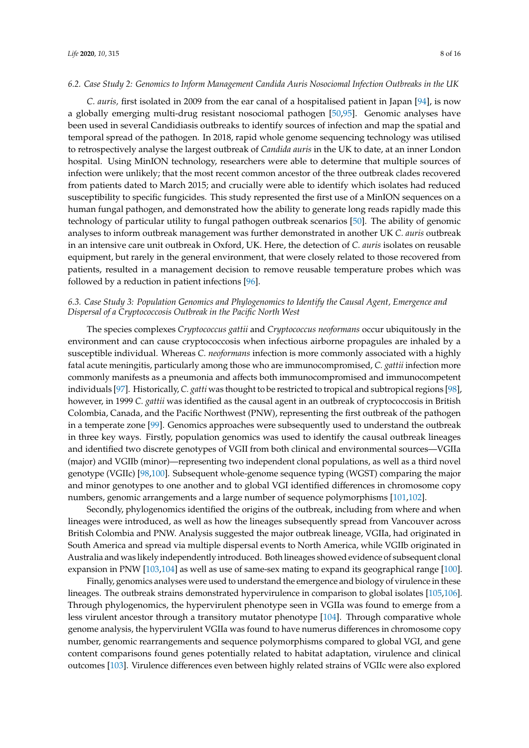### 6.2. Case Study 2: Genomics to Inform Management Candida Auris Nosocomial Infection Outbreaks in the UK

*C. auris,* first isolated in 2009 from the ear canal of a hospitalised patient in Japan [94], is now a globally emerging multi-drug resistant nosocomial pathogen [50,95]. Genomic analyses have been used in several Candidiasis outbreaks to identify sources of infection and map the spatial and temporal spread of the pathogen. In 2018, rapid whole genome sequencing technology was utilised to retrospectively analyse the largest outbreak of *Candida auris* in the UK to date, at an inner London hospital. Using MinION technology, researchers were able to determine that multiple sources of infection were unlikely; that the most recent common ancestor of the three outbreak clades recovered from patients dated to March 2015; and crucially were able to identify which isolates had reduced susceptibility to specific fungicides. This study represented the first use of a MinION sequences on a human fungal pathogen, and demonstrated how the ability to generate long reads rapidly made this technology of particular utility to fungal pathogen outbreak scenarios [50]. The ability of genomic analyses to inform outbreak management was further demonstrated in another UK *C. auris* outbreak in an intensive care unit outbreak in Oxford, UK. Here, the detection of *C. auris* isolates on reusable equipment, but rarely in the general environment, that were closely related to those recovered from patients, resulted in a management decision to remove reusable temperature probes which was followed by a reduction in patient infections [96].

### 6.3. Case Study 3: Population Genomics and Phylogenomics to Identify the Causal Agent, Emergence and Dispersal of a Cryptococcosis Outbreak in the Pacific North West

The species complexes *Cryptococcus gattii* and *Cryptococcus neoformans* occur ubiquitously in the environment and can cause cryptococcosis when infectious airborne propagules are inhaled by a susceptible individual. Whereas *C. neoformans* infection is more commonly associated with a highly fatal acute meningitis, particularly among those who are immunocompromised, *C. gattii* infection more commonly manifests as a pneumonia and affects both immunocompromised and immunocompetent individuals [97]. Historically, *C. gatti* was thought to be restricted to tropical and subtropical regions [98], however, in 1999 *C. gattii* was identified as the causal agent in an outbreak of cryptococcosis in British Colombia, Canada, and the Pacific Northwest (PNW), representing the first outbreak of the pathogen in a temperate zone [99]. Genomics approaches were subsequently used to understand the outbreak in three key ways. Firstly, population genomics was used to identify the causal outbreak lineages and identified two discrete genotypes of VGII from both clinical and environmental sources—VGIIa (major) and VGIIb (minor)—representing two independent clonal populations, as well as a third novel genotype (VGIIc) [98,100]. Subsequent whole-genome sequence typing (WGST) comparing the major and minor genotypes to one another and to global VGI identified differences in chromosome copy numbers, genomic arrangements and a large number of sequence polymorphisms [101,102].

Secondly, phylogenomics identified the origins of the outbreak, including from where and when lineages were introduced, as well as how the lineages subsequently spread from Vancouver across British Colombia and PNW. Analysis suggested the major outbreak lineage, VGIIa, had originated in South America and spread via multiple dispersal events to North America, while VGIIb originated in Australia and was likely independently introduced. Both lineages showed evidence of subsequent clonal expansion in PNW [103,104] as well as use of same-sex mating to expand its geographical range [100].

Finally, genomics analyses were used to understand the emergence and biology of virulence in these lineages. The outbreak strains demonstrated hypervirulence in comparison to global isolates [105,106]. Through phylogenomics, the hypervirulent phenotype seen in VGIIa was found to emerge from a less virulent ancestor through a transitory mutator phenotype [104]. Through comparative whole genome analysis, the hypervirulent VGIIa was found to have numerus differences in chromosome copy number, genomic rearrangements and sequence polymorphisms compared to global VGI, and gene content comparisons found genes potentially related to habitat adaptation, virulence and clinical outcomes [103]. Virulence differences even between highly related strains of VGIIc were also explored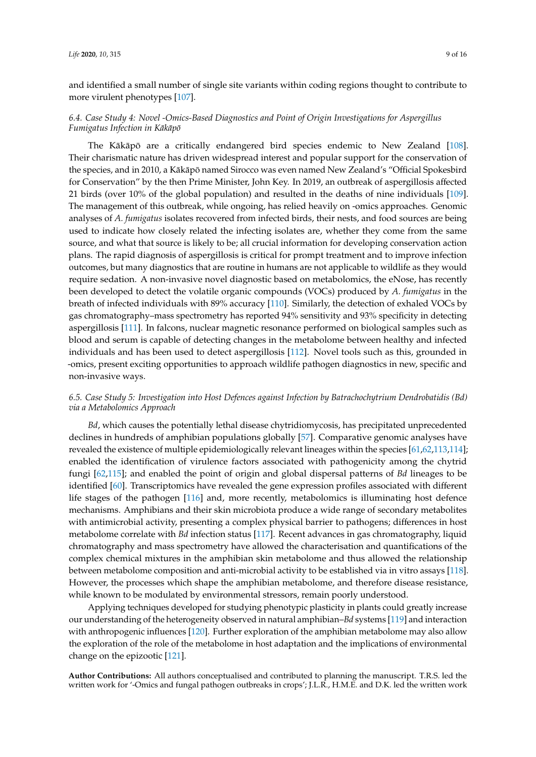and identified a small number of single site variants within coding regions thought to contribute to more virulent phenotypes [107].

### 6.4. Case Study 4: Novel -Omics-Based Diagnostics and Point of Origin Investigations for *Aspergillus Fumigatus* Infection in *Kākāpō*

The Kākāpō are a critically endangered bird species endemic to New Zealand [108]. Their charismatic nature has driven widespread interest and popular support for the conservation of the species, and in 2010, a Kākāpō named Sirocco was even named New Zealand's "Official Spokesbird for Conservation" by the then Prime Minister, John Key. In 2019, an outbreak of aspergillosis affected 21 birds (over 10% of the global population) and resulted in the deaths of nine individuals [109]. The management of this outbreak, while ongoing, has relied heavily on -omics approaches. Genomic analyses of *A. fumigatus* isolates recovered from infected birds, their nests, and food sources are being used to indicate how closely related the infecting isolates are, whether they come from the same source, and what that source is likely to be; all crucial information for developing conservation action plans. The rapid diagnosis of aspergillosis is critical for prompt treatment and to improve infection outcomes, but many diagnostics that are routine in humans are not applicable to wildlife as they would require sedation. A non-invasive novel diagnostic based on metabolomics, the eNose, has recently been developed to detect the volatile organic compounds (VOCs) produced by *A. fumigatus* in the breath of infected individuals with 89% accuracy [110]. Similarly, the detection of exhaled VOCs by gas chromatography–mass spectrometry has reported 94% sensitivity and 93% specificity in detecting aspergillosis [111]. In falcons, nuclear magnetic resonance performed on biological samples such as blood and serum is capable of detecting changes in the metabolome between healthy and infected individuals and has been used to detect aspergillosis [112]. Novel tools such as this, grounded in -omics, present exciting opportunities to approach wildlife pathogen diagnostics in new, specific and non-invasive ways.

### 6.5. Case Study 5: Investigation into Host Defences against Infection by *Batrachochytrium Dendrobatidis* (*Bd*) via a Metabolomics Approach

*Bd*, which causes the potentially lethal disease chytridiomycosis, has precipitated unprecedented declines in hundreds of amphibian populations globally [57]. Comparative genomic analyses have revealed the existence of multiple epidemiologically relevant lineages within the species [61,62,113,114]; enabled the identification of virulence factors associated with pathogenicity among the chytrid fungi [62,115]; and enabled the point of origin and global dispersal patterns of *Bd* lineages to be identified [60]. Transcriptomics have revealed the gene expression profiles associated with different life stages of the pathogen [116] and, more recently, metabolomics is illuminating host defence mechanisms. Amphibians and their skin microbiota produce a wide range of secondary metabolites with antimicrobial activity, presenting a complex physical barrier to pathogens; differences in host metabolome correlate with *Bd* infection status [117]. Recent advances in gas chromatography, liquid chromatography and mass spectrometry have allowed the characterisation and quantifications of the complex chemical mixtures in the amphibian skin metabolome and thus allowed the relationship between metabolome composition and anti-microbial activity to be established via in vitro assays [118]. However, the processes which shape the amphibian metabolome, and therefore disease resistance, while known to be modulated by environmental stressors, remain poorly understood.

Applying techniques developed for studying phenotypic plasticity in plants could greatly increase our understanding of the heterogeneity observed in natural amphibian–*Bd* systems [119] and interaction with anthropogenic influences [120]. Further exploration of the amphibian metabolome may also allow the exploration of the role of the metabolome in host adaptation and the implications of environmental change on the epizootic [121].

**Author Contributions:** All authors conceptualised and contributed to planning the manuscript. T.R.S. led the written work for '-Omics and fungal pathogen outbreaks in crops'; J.L.R., H.M.E. and D.K. led the written work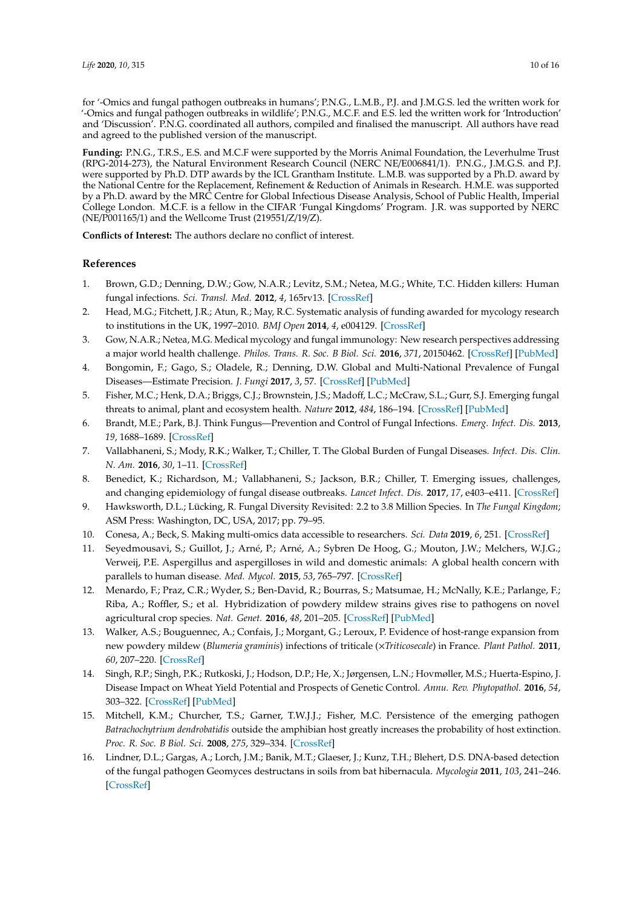for '-Omics and fungal pathogen outbreaks in humans'; P.N.G., L.M.B., P.J. and J.M.G.S. led the written work for '-Omics and fungal pathogen outbreaks in wildlife'; P.N.G., M.C.F. and E.S. led the written work for 'Introduction' and 'Discussion'. P.N.G. coordinated all authors, compiled and finalised the manuscript. All authors have read and agreed to the published version of the manuscript.

**Funding:** P.N.G., T.R.S., E.S. and M.C.F were supported by the Morris Animal Foundation, the Leverhulme Trust (RPG-2014-273), the Natural Environment Research Council (NERC NE/E006841/1). P.N.G., J.M.G.S. and P.J. were supported by Ph.D. DTP awards by the ICL Grantham Institute. L.M.B. was supported by a Ph.D. award by the National Centre for the Replacement, Refinement & Reduction of Animals in Research. H.M.E. was supported by a Ph.D. award by the MRC Centre for Global Infectious Disease Analysis, School of Public Health, Imperial College London. M.C.F. is a fellow in the CIFAR 'Fungal Kingdoms' Program. J.R. was supported by NERC (NE/P001165/1) and the Wellcome Trust (219551/Z/19/Z).

**Conflicts of Interest:** The authors declare no conflict of interest.

## References

1. Brown, G.D.; Denning, D.W.; Gow, N.A.R.; Levitz, S.M.; Netea, M.G.; White, T.C. Hidden killers: Human fungal infections. *Sci. Transl. Med.* **2012**, *4*, 165rv13. [CrossRef]
2. Head, M.G.; Fitchett, J.R.; Atun, R.; May, R.C. Systematic analysis of funding awarded for mycology research to institutions in the UK, 1997–2010. *BMJ Open* **2014**, *4*, e004129. [CrossRef]
3. Gow, N.A.R.; Netea, M.G. Medical mycology and fungal immunology: New research perspectives addressing a major world health challenge. *Philos. Trans. R. Soc. B Biol. Sci.* **2016**, *371*, 20150462. [CrossRef] [PubMed]
4. Bongomin, F.; Gago, S.; Oladele, R.; Denning, D.W. Global and Multi-National Prevalence of Fungal Diseases—Estimate Precision. *J. Fungi* **2017**, *3*, 57. [CrossRef] [PubMed]
5. Fisher, M.C.; Henk, D.A.; Briggs, C.J.; Brownstein, J.S.; Madoff, L.C.; McCraw, S.L.; Gurr, S.J. Emerging fungal threats to animal, plant and ecosystem health. *Nature* **2012**, *484*, 186–194. [CrossRef] [PubMed]
6. Brandt, M.E.; Park, B.J. Think Fungus—Prevention and Control of Fungal Infections. *Emerg. Infect. Dis.* **2013**, *19*, 1688–1689. [CrossRef]
7. Vallabhaneni, S.; Mody, R.K.; Walker, T.; Chiller, T. The Global Burden of Fungal Diseases. *Infect. Dis. Clin. N. Am.* **2016**, *30*, 1–11. [CrossRef]
8. Benedict, K.; Richardson, M.; Vallabhaneni, S.; Jackson, B.R.; Chiller, T. Emerging issues, challenges, and changing epidemiology of fungal disease outbreaks. *Lancet Infect. Dis.* **2017**, *17*, e403–e411. [CrossRef]
9. Hawksworth, D.L.; Lücking, R. Fungal Diversity Revisited: 2.2 to 3.8 Million Species. In *The Fungal Kingdom*; ASM Press: Washington, DC, USA, 2017; pp. 79–95.
10. Conesa, A.; Beck, S. Making multi-omics data accessible to researchers. *Sci. Data* **2019**, *6*, 251. [CrossRef]
11. Seyedmousavi, S.; Guillot, J.; Arné, P.; Arné, A.; Sybren De Hoog, G.; Mouton, J.W.; Melchers, W.J.G.; Verweij, P.E. Aspergillus and aspergilloses in wild and domestic animals: A global health concern with parallels to human disease. *Med. Mycol.* **2015**, *53*, 765–797. [CrossRef]
12. Menardo, F.; Praz, C.R.; Wyder, S.; Ben-David, R.; Bourras, S.; Matsumae, H.; McNally, K.E.; Parlange, F.; Riba, A.; Roffler, S.; et al. Hybridization of powdery mildew strains gives rise to pathogens on novel agricultural crop species. *Nat. Genet.* **2016**, *48*, 201–205. [CrossRef] [PubMed]
13. Walker, A.S.; Bouguennec, A.; Confais, J.; Morgant, G.; Leroux, P. Evidence of host-range expansion from new powdery mildew (*Blumeria graminis*) infections of triticale (×*Triticosecale*) in France. *Plant Pathol.* **2011**, *60*, 207–220. [CrossRef]
14. Singh, R.P.; Singh, P.K.; Rutkoski, J.; Hodson, D.P.; He, X.; Jørgensen, L.N.; Hovmøller, M.S.; Huerta-Espino, J. Disease Impact on Wheat Yield Potential and Prospects of Genetic Control. *Annu. Rev. Phytopathol.* **2016**, *54*, 303–322. [CrossRef] [PubMed]
15. Mitchell, K.M.; Churcher, T.S.; Garner, T.W.J.J.; Fisher, M.C. Persistence of the emerging pathogen *Batrachochytrium dendrobatidis* outside the amphibian host greatly increases the probability of host extinction. *Proc. R. Soc. B Biol. Sci.* **2008**, *275*, 329–334. [CrossRef]
16. Lindner, D.L.; Gargas, A.; Lorch, J.M.; Banik, M.T.; Glaeser, J.; Kunz, T.H.; Blehert, D.S. DNA-based detection of the fungal pathogen Geomyces destructans in soils from bat hibernacula. *Mycologia* **2011**, *103*, 241–246. [CrossRef]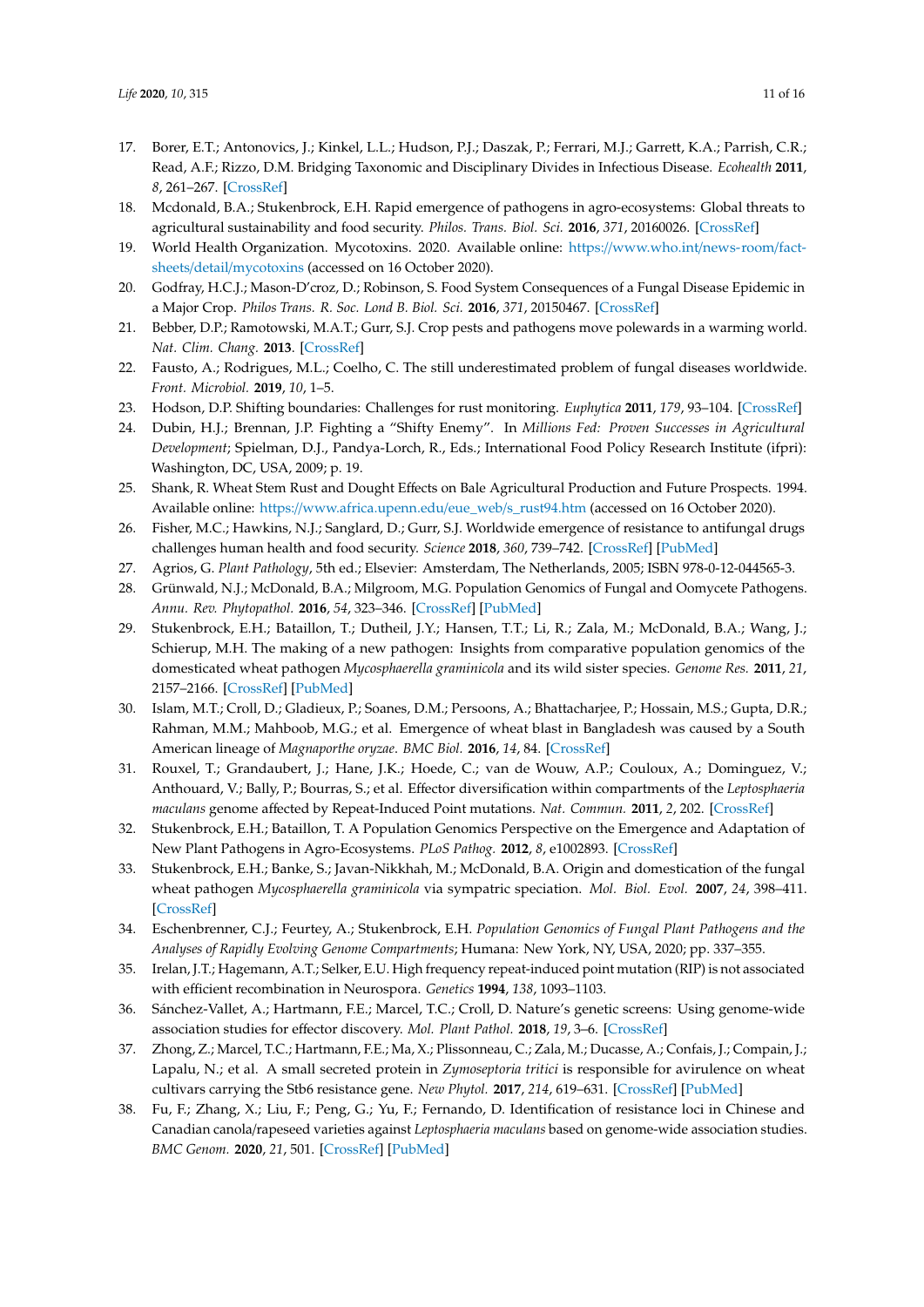17. Borer, E.T.; Antonovics, J.; Kinkel, L.L.; Hudson, P.J.; Daszak, P.; Ferrari, M.J.; Garrett, K.A.; Parrish, C.R.; Read, A.F.; Rizzo, D.M. Bridging Taxonomic and Disciplinary Divides in Infectious Disease. *Ecohealth* **2011**, *8*, 261–267. [CrossRef]
18. Mcdonald, B.A.; Stukenbrock, E.H. Rapid emergence of pathogens in agro-ecosystems: Global threats to agricultural sustainability and food security. *Philos. Trans. Biol. Sci.* **2016**, *371*, 20160026. [CrossRef]
19. World Health Organization. Mycotoxins. 2020. Available online: https://www.who.int/news-room/fact-sheets/detail/mycotoxins (accessed on 16 October 2020).
20. Godfray, H.C.J.; Mason-D'croz, D.; Robinson, S. Food System Consequences of a Fungal Disease Epidemic in a Major Crop. *Philos Trans. R. Soc. Lond B. Biol. Sci.* **2016**, *371*, 20150467. [CrossRef]
21. Bebber, D.P.; Ramotowski, M.A.T.; Gurr, S.J. Crop pests and pathogens move polewards in a warming world. *Nat. Clim. Chang.* **2013**. [CrossRef]
22. Fausto, A.; Rodrigues, M.L.; Coelho, C. The still underestimated problem of fungal diseases worldwide. *Front. Microbiol.* **2019**, *10*, 1–5.
23. Hodson, D.P. Shifting boundaries: Challenges for rust monitoring. *Euphytica* **2011**, *179*, 93–104. [CrossRef]
24. Dubin, H.J.; Brennan, J.P. Fighting a "Shifty Enemy". In *Millions Fed: Proven Successes in Agricultural Development*; Spielman, D.J., Pandya-Lorch, R., Eds.; International Food Policy Research Institute (ifpri): Washington, DC, USA, 2009; p. 19.
25. Shank, R. Wheat Stem Rust and Dought Effects on Bale Agricultural Production and Future Prospects. 1994. Available online: https://www.africa.upenn.edu/eue_web/s_rust94.htm (accessed on 16 October 2020).
26. Fisher, M.C.; Hawkins, N.J.; Sanglard, D.; Gurr, S.J. Worldwide emergence of resistance to antifungal drugs challenges human health and food security. *Science* **2018**, *360*, 739–742. [CrossRef] [PubMed]
27. Agrios, G. *Plant Pathology*, 5th ed.; Elsevier: Amsterdam, The Netherlands, 2005; ISBN 978-0-12-044565-3.
28. Grünwald, N.J.; McDonald, B.A.; Milgroom, M.G. Population Genomics of Fungal and Oomycete Pathogens. *Annu. Rev. Phytopathol.* **2016**, *54*, 323–346. [CrossRef] [PubMed]
29. Stukenbrock, E.H.; Bataillon, T.; Dutheil, J.Y.; Hansen, T.T.; Li, R.; Zala, M.; McDonald, B.A.; Wang, J.; Schierup, M.H. The making of a new pathogen: Insights from comparative population genomics of the domesticated wheat pathogen *Mycosphaerella graminicola* and its wild sister species. *Genome Res.* **2011**, *21*, 2157–2166. [CrossRef] [PubMed]
30. Islam, M.T.; Croll, D.; Gladieux, P.; Soanes, D.M.; Persoons, A.; Bhattacharjee, P.; Hossain, M.S.; Gupta, D.R.; Rahman, M.M.; Mahboob, M.G.; et al. Emergence of wheat blast in Bangladesh was caused by a South American lineage of *Magnaporthe oryzae*. *BMC Biol.* **2016**, *14*, 84. [CrossRef]
31. Rouxel, T.; Grandaubert, J.; Hane, J.K.; Hoede, C.; van de Wouw, A.P.; Couloux, A.; Dominguez, V.; Anthouard, V.; Bally, P.; Bourras, S.; et al. Effector diversification within compartments of the *Leptosphaeria maculans* genome affected by Repeat-Induced Point mutations. *Nat. Commun.* **2011**, *2*, 202. [CrossRef]
32. Stukenbrock, E.H.; Bataillon, T. A Population Genomics Perspective on the Emergence and Adaptation of New Plant Pathogens in Agro-Ecosystems. *PLoS Pathog.* **2012**, *8*, e1002893. [CrossRef]
33. Stukenbrock, E.H.; Banke, S.; Javan-Nikkhah, M.; McDonald, B.A. Origin and domestication of the fungal wheat pathogen *Mycosphaerella graminicola* via sympatric speciation. *Mol. Biol. Evol.* **2007**, *24*, 398–411. [CrossRef]
34. Eschenbrenner, C.J.; Feurtey, A.; Stukenbrock, E.H. *Population Genomics of Fungal Plant Pathogens and the Analyses of Rapidly Evolving Genome Compartments*; Humana: New York, NY, USA, 2020; pp. 337–355.
35. Irelan, J.T.; Hagemann, A.T.; Selker, E.U. High frequency repeat-induced point mutation (RIP) is not associated with efficient recombination in Neurospora. *Genetics* **1994**, *138*, 1093–1103.
36. Sánchez-Vallet, A.; Hartmann, F.E.; Marcel, T.C.; Croll, D. Nature's genetic screens: Using genome-wide association studies for effector discovery. *Mol. Plant Pathol.* **2018**, *19*, 3–6. [CrossRef]
37. Zhong, Z.; Marcel, T.C.; Hartmann, F.E.; Ma, X.; Plissonneau, C.; Zala, M.; Ducasse, A.; Confais, J.; Compain, J.; Lapalu, N.; et al. A small secreted protein in *Zymoseptoria tritici* is responsible for avirulence on wheat cultivars carrying the Stb6 resistance gene. *New Phytol.* **2017**, *214*, 619–631. [CrossRef] [PubMed]
38. Fu, F.; Zhang, X.; Liu, F.; Peng, G.; Yu, F.; Fernando, D. Identification of resistance loci in Chinese and Canadian canola/rapeseed varieties against *Leptosphaeria maculans* based on genome-wide association studies. *BMC Genom.* **2020**, *21*, 501. [CrossRef] [PubMed]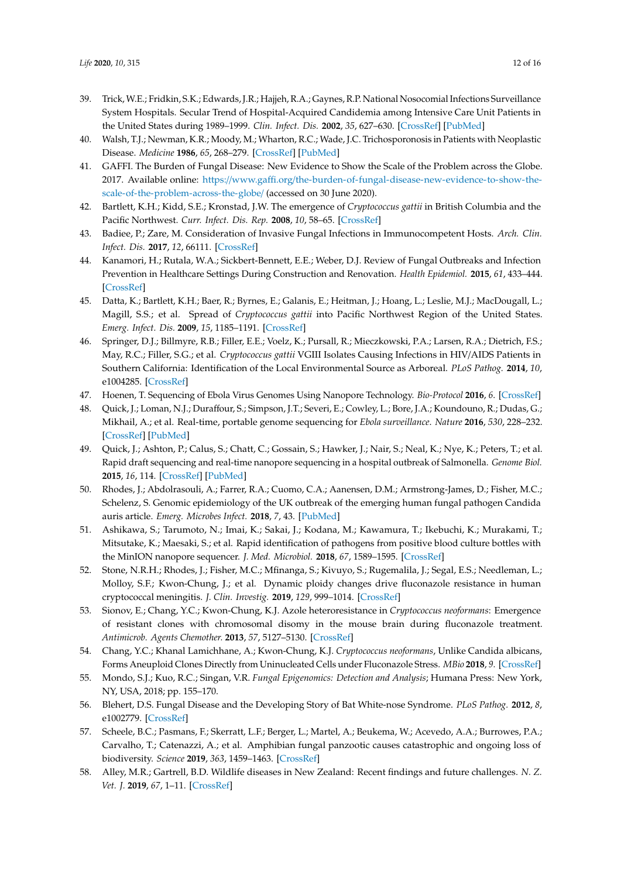39. Trick, W.E.; Fridkin, S.K.; Edwards, J.R.; Hajjeh, R.A.; Gaynes, R.P. National Nosocomial Infections Surveillance System Hospitals. Secular Trend of Hospital-Acquired Candidemia among Intensive Care Unit Patients in the United States during 1989–1999. *Clin. Infect. Dis.* **2002**, *35*, 627–630. [CrossRef] [PubMed]
40. Walsh, T.J.; Newman, K.R.; Moody, M.; Wharton, R.C.; Wade, J.C. Trichosporonosis in Patients with Neoplastic Disease. *Medicine* **1986**, *65*, 268–279. [CrossRef] [PubMed]
41. GAFFI. The Burden of Fungal Disease: New Evidence to Show the Scale of the Problem across the Globe. 2017. Available online: https://www.gaffi.org/the-burden-of-fungal-disease-new-evidence-to-show-the-scale-of-the-problem-across-the-globe/ (accessed on 30 June 2020).
42. Bartlett, K.H.; Kidd, S.E.; Kronstad, J.W. The emergence of *Cryptococcus gattii* in British Columbia and the Pacific Northwest. *Curr. Infect. Dis. Rep.* **2008**, *10*, 58–65. [CrossRef]
43. Badiee, P.; Zare, M. Consideration of Invasive Fungal Infections in Immunocompetent Hosts. *Arch. Clin. Infect. Dis.* **2017**, *12*, 66111. [CrossRef]
44. Kanamori, H.; Rutala, W.A.; Sickbert-Bennett, E.E.; Weber, D.J. Review of Fungal Outbreaks and Infection Prevention in Healthcare Settings During Construction and Renovation. *Health Epidemiol.* **2015**, *61*, 433–444. [CrossRef]
45. Datta, K.; Bartlett, K.H.; Baer, R.; Byrnes, E.; Galanis, E.; Heitman, J.; Hoang, L.; Leslie, M.J.; MacDougall, L.; Magill, S.S.; et al. Spread of *Cryptococcus gattii* into Pacific Northwest Region of the United States. *Emerg. Infect. Dis.* **2009**, *15*, 1185–1191. [CrossRef]
46. Springer, D.J.; Billmyre, R.B.; Filler, E.E.; Voelz, K.; Pursall, R.; Mieczkowski, P.A.; Larsen, R.A.; Dietrich, F.S.; May, R.C.; Filler, S.G.; et al. *Cryptococcus gattii* VGIII Isolates Causing Infections in HIV/AIDS Patients in Southern California: Identification of the Local Environmental Source as Arboreal. *PLoS Pathog.* **2014**, *10*, e1004285. [CrossRef]
47. Hoenen, T. Sequencing of Ebola Virus Genomes Using Nanopore Technology. *Bio-Protocol* **2016**, *6*. [CrossRef]
48. Quick, J.; Loman, N.J.; Duraffour, S.; Simpson, J.T.; Severi, E.; Cowley, L.; Bore, J.A.; Koundouno, R.; Dudas, G.; Mikhail, A.; et al. Real-time, portable genome sequencing for *Ebola surveillance*. *Nature* **2016**, *530*, 228–232. [CrossRef] [PubMed]
49. Quick, J.; Ashton, P.; Calus, S.; Chatt, C.; Gossain, S.; Hawker, J.; Nair, S.; Neal, K.; Nye, K.; Peters, T.; et al. Rapid draft sequencing and real-time nanopore sequencing in a hospital outbreak of Salmonella. *Genome Biol.* **2015**, *16*, 114. [CrossRef] [PubMed]
50. Rhodes, J.; Abdolrasouli, A.; Farrer, R.A.; Cuomo, C.A.; Aanensen, D.M.; Armstrong-James, D.; Fisher, M.C.; Schelenz, S. Genomic epidemiology of the UK outbreak of the emerging human fungal pathogen Candida auris article. *Emerg. Microbes Infect.* **2018**, *7*, 43. [PubMed]
51. Ashikawa, S.; Tarumoto, N.; Imai, K.; Sakai, J.; Kodana, M.; Kawamura, T.; Ikebuchi, K.; Murakami, T.; Mitsutake, K.; Maesaki, S.; et al. Rapid identification of pathogens from positive blood culture bottles with the MinION nanopore sequencer. *J. Med. Microbiol.* **2018**, *67*, 1589–1595. [CrossRef]
52. Stone, N.R.H.; Rhodes, J.; Fisher, M.C.; Mfinanga, S.; Kivuyo, S.; Rugemalila, J.; Segal, E.S.; Needleman, L.; Molloy, S.F.; Kwon-Chung, J.; et al. Dynamic ploidy changes drive fluconazole resistance in human cryptococcal meningitis. *J. Clin. Investig.* **2019**, *129*, 999–1014. [CrossRef]
53. Sionov, E.; Chang, Y.C.; Kwon-Chung, K.J. Azole heteroresistance in *Cryptococcus neoformans*: Emergence of resistant clones with chromosomal disomy in the mouse brain during fluconazole treatment. *Antimicrob. Agents Chemother.* **2013**, *57*, 5127–5130. [CrossRef]
54. Chang, Y.C.; Khanal Lamichhane, A.; Kwon-Chung, K.J. *Cryptococcus neoformans*, Unlike Candida albicans, Forms Aneuploid Clones Directly from Uninucleated Cells under Fluconazole Stress. *MBio* **2018**, *9*. [CrossRef]
55. Mondo, S.J.; Kuo, R.C.; Singan, V.R. *Fungal Epigenomics: Detection and Analysis*; Humana Press: New York, NY, USA, 2018; pp. 155–170.
56. Blehert, D.S. Fungal Disease and the Developing Story of Bat White-nose Syndrome. *PLoS Pathog.* **2012**, *8*, e1002779. [CrossRef]
57. Scheele, B.C.; Pasmans, F.; Skerratt, L.F.; Berger, L.; Martel, A.; Beukema, W.; Acevedo, A.A.; Burrowes, P.A.; Carvalho, T.; Catenazzi, A.; et al. Amphibian fungal panzootic causes catastrophic and ongoing loss of biodiversity. *Science* **2019**, *363*, 1459–1463. [CrossRef]
58. Alley, M.R.; Gartrell, B.D. Wildlife diseases in New Zealand: Recent findings and future challenges. *N. Z. Vet. J.* **2019**, *67*, 1–11. [CrossRef]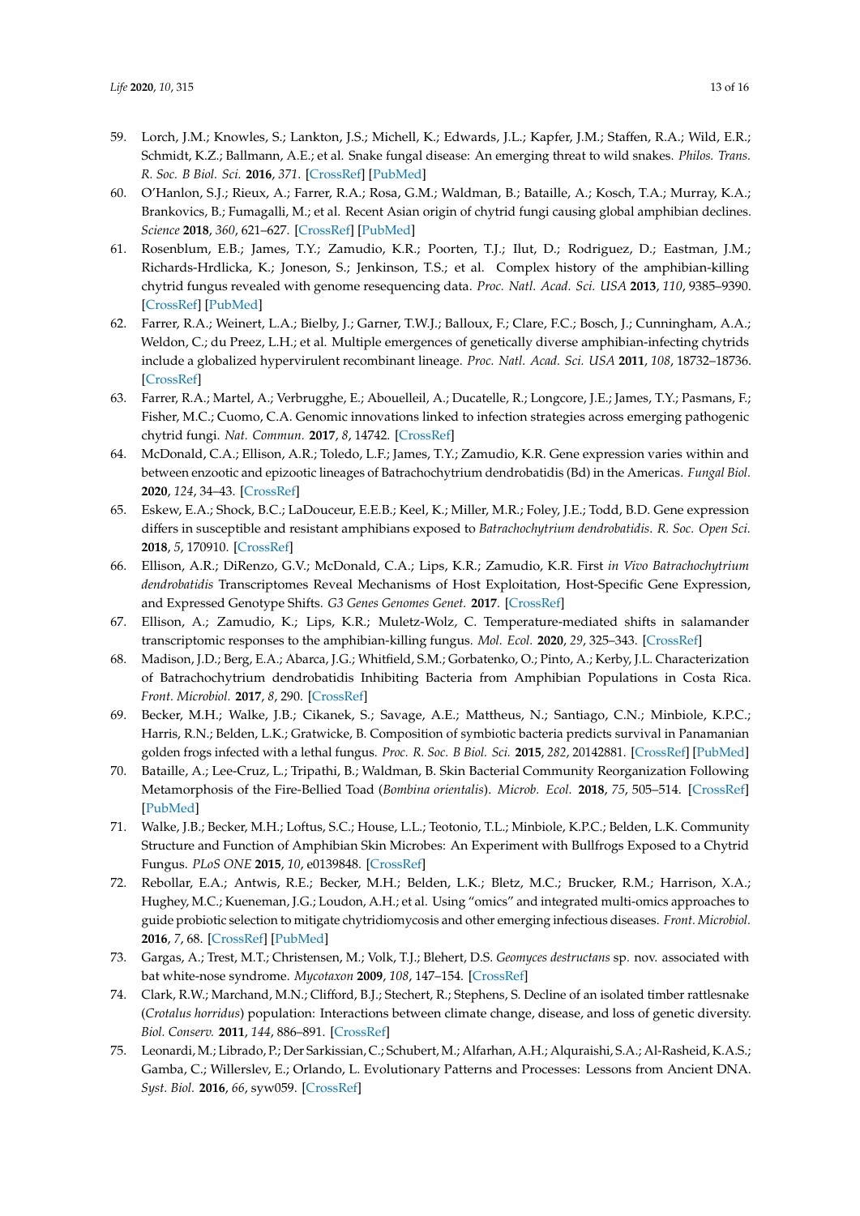59. Lorch, J.M.; Knowles, S.; Lankton, J.S.; Michell, K.; Edwards, J.L.; Kapfer, J.M.; Staffen, R.A.; Wild, E.R.; Schmidt, K.Z.; Ballmann, A.E.; et al. Snake fungal disease: An emerging threat to wild snakes. *Philos. Trans. R. Soc. B Biol. Sci.* **2016**, *371*. [CrossRef] [PubMed]
60. O'Hanlon, S.J.; Rieux, A.; Farrer, R.A.; Rosa, G.M.; Waldman, B.; Bataille, A.; Kosch, T.A.; Murray, K.A.; Brankovics, B.; Fumagalli, M.; et al. Recent Asian origin of chytrid fungi causing global amphibian declines. *Science* **2018**, *360*, 621–627. [CrossRef] [PubMed]
61. Rosenblum, E.B.; James, T.Y.; Zamudio, K.R.; Poorten, T.J.; Ilut, D.; Rodriguez, D.; Eastman, J.M.; Richards-Hrdlicka, K.; Joneson, S.; Jenkinson, T.S.; et al. Complex history of the amphibian-killing chytrid fungus revealed with genome resequencing data. *Proc. Natl. Acad. Sci. USA* **2013**, *110*, 9385–9390. [CrossRef] [PubMed]
62. Farrer, R.A.; Weinert, L.A.; Bielby, J.; Garner, T.W.J.; Balloux, F.; Clare, F.C.; Bosch, J.; Cunningham, A.A.; Weldon, C.; du Preez, L.H.; et al. Multiple emergences of genetically diverse amphibian-infecting chytrids include a globalized hypervirulent recombinant lineage. *Proc. Natl. Acad. Sci. USA* **2011**, *108*, 18732–18736. [CrossRef]
63. Farrer, R.A.; Martel, A.; Verbrugghe, E.; Abouelleil, A.; Ducatelle, R.; Longcore, J.E.; James, T.Y.; Pasmans, F.; Fisher, M.C.; Cuomo, C.A. Genomic innovations linked to infection strategies across emerging pathogenic chytrid fungi. *Nat. Commun.* **2017**, *8*, 14742. [CrossRef]
64. McDonald, C.A.; Ellison, A.R.; Toledo, L.F.; James, T.Y.; Zamudio, K.R. Gene expression varies within and between enzootic and epizootic lineages of Batrachochytrium dendrobatidis (Bd) in the Americas. *Fungal Biol.* **2020**, *124*, 34–43. [CrossRef]
65. Eskew, E.A.; Shock, B.C.; LaDouceur, E.E.B.; Keel, K.; Miller, M.R.; Foley, J.E.; Todd, B.D. Gene expression differs in susceptible and resistant amphibians exposed to *Batrachochytrium dendrobatidis*. *R. Soc. Open Sci.* **2018**, *5*, 170910. [CrossRef]
66. Ellison, A.R.; DiRenzo, G.V.; McDonald, C.A.; Lips, K.R.; Zamudio, K.R. First *in Vivo Batrachochytrium dendrobatidis* Transcriptomes Reveal Mechanisms of Host Exploitation, Host-Specific Gene Expression, and Expressed Genotype Shifts. *G3 Genes Genomes Genet.* **2017**. [CrossRef]
67. Ellison, A.; Zamudio, K.; Lips, K.R.; Muletz-Wolz, C. Temperature-mediated shifts in salamander transcriptomic responses to the amphibian-killing fungus. *Mol. Ecol.* **2020**, *29*, 325–343. [CrossRef]
68. Madison, J.D.; Berg, E.A.; Abarca, J.G.; Whitfield, S.M.; Gorbatenko, O.; Pinto, A.; Kerby, J.L. Characterization of Batrachochytrium dendrobatidis Inhibiting Bacteria from Amphibian Populations in Costa Rica. *Front. Microbiol.* **2017**, *8*, 290. [CrossRef]
69. Becker, M.H.; Walke, J.B.; Cikanek, S.; Savage, A.E.; Mattheus, N.; Santiago, C.N.; Minbiole, K.P.C.; Harris, R.N.; Belden, L.K.; Gratwicke, B. Composition of symbiotic bacteria predicts survival in Panamanian golden frogs infected with a lethal fungus. *Proc. R. Soc. B Biol. Sci.* **2015**, *282*, 20142881. [CrossRef] [PubMed]
70. Bataille, A.; Lee-Cruz, L.; Tripathi, B.; Waldman, B. Skin Bacterial Community Reorganization Following Metamorphosis of the Fire-Bellied Toad (*Bombina orientalis*). *Microb. Ecol.* **2018**, *75*, 505–514. [CrossRef] [PubMed]
71. Walke, J.B.; Becker, M.H.; Loftus, S.C.; House, L.L.; Teotonio, T.L.; Minbiole, K.P.C.; Belden, L.K. Community Structure and Function of Amphibian Skin Microbes: An Experiment with Bullfrogs Exposed to a Chytrid Fungus. *PLoS ONE* **2015**, *10*, e0139848. [CrossRef]
72. Rebollar, E.A.; Antwis, R.E.; Becker, M.H.; Belden, L.K.; Bletz, M.C.; Brucker, R.M.; Harrison, X.A.; Hughey, M.C.; Kueneman, J.G.; Loudon, A.H.; et al. Using "omics" and integrated multi-omics approaches to guide probiotic selection to mitigate chytridiomycosis and other emerging infectious diseases. *Front. Microbiol.* **2016**, *7*, 68. [CrossRef] [PubMed]
73. Gargas, A.; Trest, M.T.; Christensen, M.; Volk, T.J.; Blehert, D.S. *Geomyces destructans* sp. nov. associated with bat white-nose syndrome. *Mycotaxon* **2009**, *108*, 147–154. [CrossRef]
74. Clark, R.W.; Marchand, M.N.; Clifford, B.J.; Stechert, R.; Stephens, S. Decline of an isolated timber rattlesnake (*Crotalus horridus*) population: Interactions between climate change, disease, and loss of genetic diversity. *Biol. Conserv.* **2011**, *144*, 886–891. [CrossRef]
75. Leonardi, M.; Librado, P.; Der Sarkissian, C.; Schubert, M.; Alfarhan, A.H.; Alquraishi, S.A.; Al-Rasheid, K.A.S.; Gamba, C.; Willerslev, E.; Orlando, L. Evolutionary Patterns and Processes: Lessons from Ancient DNA. *Syst. Biol.* **2016**, *66*, syw059. [CrossRef]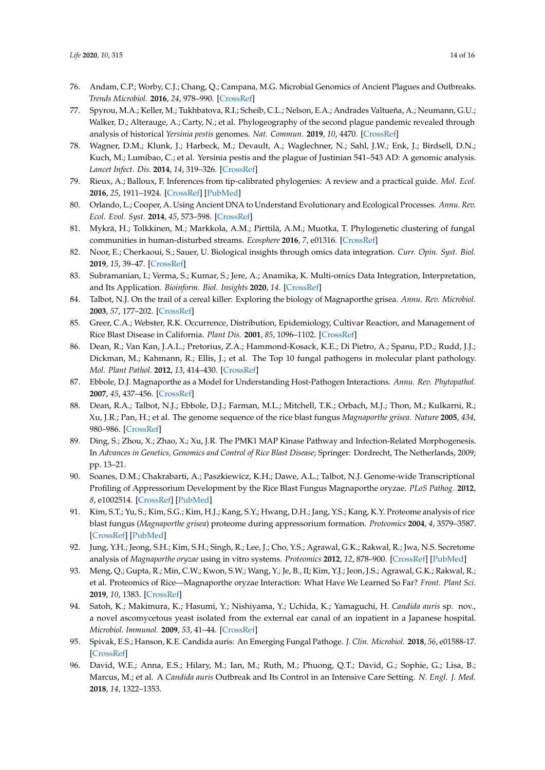76. Andam, C.P.; Worby, C.J.; Chang, Q.; Campana, M.G. Microbial Genomics of Ancient Plagues and Outbreaks. *Trends Microbiol.* **2016**, *24*, 978–990. [CrossRef]
77. Spyrou, M.A.; Keller, M.; Tukhbatova, R.I.; Scheib, C.L.; Nelson, E.A.; Andrades Valtueña, A.; Neumann, G.U.; Walker, D.; Alterauge, A.; Carty, N.; et al. Phylogeography of the second plague pandemic revealed through analysis of historical *Yersinia pestis* genomes. *Nat. Commun.* **2019**, *10*, 4470. [CrossRef]
78. Wagner, D.M.; Klunk, J.; Harbeck, M.; Devault, A.; Waglechner, N.; Sahl, J.W.; Enk, J.; Birdsell, D.N.; Kuch, M.; Lumibao, C.; et al. Yersinia pestis and the plague of Justinian 541–543 AD: A genomic analysis. *Lancet Infect. Dis.* **2014**, *14*, 319–326. [CrossRef]
79. Rieux, A.; Balloux, F. Inferences from tip-calibrated phylogenies: A review and a practical guide. *Mol. Ecol.* **2016**, *25*, 1911–1924. [CrossRef] [PubMed]
80. Orlando, L.; Cooper, A. Using Ancient DNA to Understand Evolutionary and Ecological Processes. *Annu. Rev. Ecol. Evol. Syst.* **2014**, *45*, 573–598. [CrossRef]
81. Mykrä, H.; Tolkkinen, M.; Markkola, A.M.; Pirttilä, A.M.; Muotka, T. Phylogenetic clustering of fungal communities in human-disturbed streams. *Ecosphere* **2016**, *7*, e01316. [CrossRef]
82. Noor, E.; Cherkaoui, S.; Sauer, U. Biological insights through omics data integration. *Curr. Opin. Syst. Biol.* **2019**, *15*, 39–47. [CrossRef]
83. Subramanian, I.; Verma, S.; Kumar, S.; Jere, A.; Anamika, K. Multi-omics Data Integration, Interpretation, and Its Application. *Bioinform. Biol. Insights* **2020**, *14*. [CrossRef]
84. Talbot, N.J. On the trail of a cereal killer: Exploring the biology of Magnaporthe grisea. *Annu. Rev. Microbiol.* **2003**, *57*, 177–202. [CrossRef]
85. Greer, C.A.; Webster, R.K. Occurrence, Distribution, Epidemiology, Cultivar Reaction, and Management of Rice Blast Disease in California. *Plant Dis.* **2001**, *85*, 1096–1102. [CrossRef]
86. Dean, R.; Van Kan, J.A.L.; Pretorius, Z.A.; Hammond-Kosack, K.E.; Di Pietro, A.; Spanu, P.D.; Rudd, J.J.; Dickman, M.; Kahmann, R.; Ellis, J.; et al. The Top 10 fungal pathogens in molecular plant pathology. *Mol. Plant Pathol.* **2012**, *13*, 414–430. [CrossRef]
87. Ebbole, D.J. Magnaporthe as a Model for Understanding Host-Pathogen Interactions. *Annu. Rev. Phytopathol.* **2007**, *45*, 437–456. [CrossRef]
88. Dean, R.A.; Talbot, N.J.; Ebbole, D.J.; Farman, M.L.; Mitchell, T.K.; Orbach, M.J.; Thon, M.; Kulkarni, R.; Xu, J.R.; Pan, H.; et al. The genome sequence of the rice blast fungus *Magnaporthe grisea*. *Nature* **2005**, *434*, 980–986. [CrossRef]
89. Ding, S.; Zhou, X.; Zhao, X.; Xu, J.R. The PMK1 MAP Kinase Pathway and Infection-Related Morphogenesis. In *Advances in Genetics, Genomics and Control of Rice Blast Disease*; Springer: Dordrecht, The Netherlands, 2009; pp. 13–21.
90. Soanes, D.M.; Chakrabarti, A.; Paszkiewicz, K.H.; Dawe, A.L.; Talbot, N.J. Genome-wide Transcriptional Profiling of Appressorium Development by the Rice Blast Fungus Magnaporthe oryzae. *PLoS Pathog.* **2012**, *8*, e1002514. [CrossRef] [PubMed]
91. Kim, S.T.; Yu, S.; Kim, S.G.; Kim, H.J.; Kang, S.Y.; Hwang, D.H.; Jang, Y.S.; Kang, K.Y. Proteome analysis of rice blast fungus (*Magnaporthe grisea*) proteome during appressorium formation. *Proteomics* **2004**, *4*, 3579–3587. [CrossRef] [PubMed]
92. Jung, Y.H.; Jeong, S.H.; Kim, S.H.; Singh, R.; Lee, J.; Cho, Y.S.; Agrawal, G.K.; Rakwal, R.; Jwa, N.S. Secretome analysis of *Magnaporthe oryzae* using in vitro systems. *Proteomics* **2012**, *12*, 878–900. [CrossRef] [PubMed]
93. Meng, Q.; Gupta, R.; Min, C.W.; Kwon, S.W.; Wang, Y.; Je, B., II; Kim, Y.J.; Jeon, J.S.; Agrawal, G.K.; Rakwal, R.; et al. Proteomics of Rice—Magnaporthe oryzae Interaction: What Have We Learned So Far? *Front. Plant Sci.* **2019**, *10*, 1383. [CrossRef]
94. Satoh, K.; Makimura, K.; Hasumi, Y.; Nishiyama, Y.; Uchida, K.; Yamaguchi, H. *Candida auris* sp. nov., a novel ascomycetous yeast isolated from the external ear canal of an inpatient in a Japanese hospital. *Microbiol. Immunol.* **2009**, *53*, 41–44. [CrossRef]
95. Spivak, E.S.; Hanson, K.E. Candida auris: An Emerging Fungal Pathoge. *J. Clin. Microbiol.* **2018**, *56*, e01588-17. [CrossRef]
96. David, W.E.; Anna, E.S.; Hilary, M.; Ian, M.; Ruth, M.; Phuong, Q.T.; David, G.; Sophie, G.; Lisa, B.; Marcus, M.; et al. A *Candida auris* Outbreak and Its Control in an Intensive Care Setting. *N. Engl. J. Med.* **2018**, *14*, 1322–1353.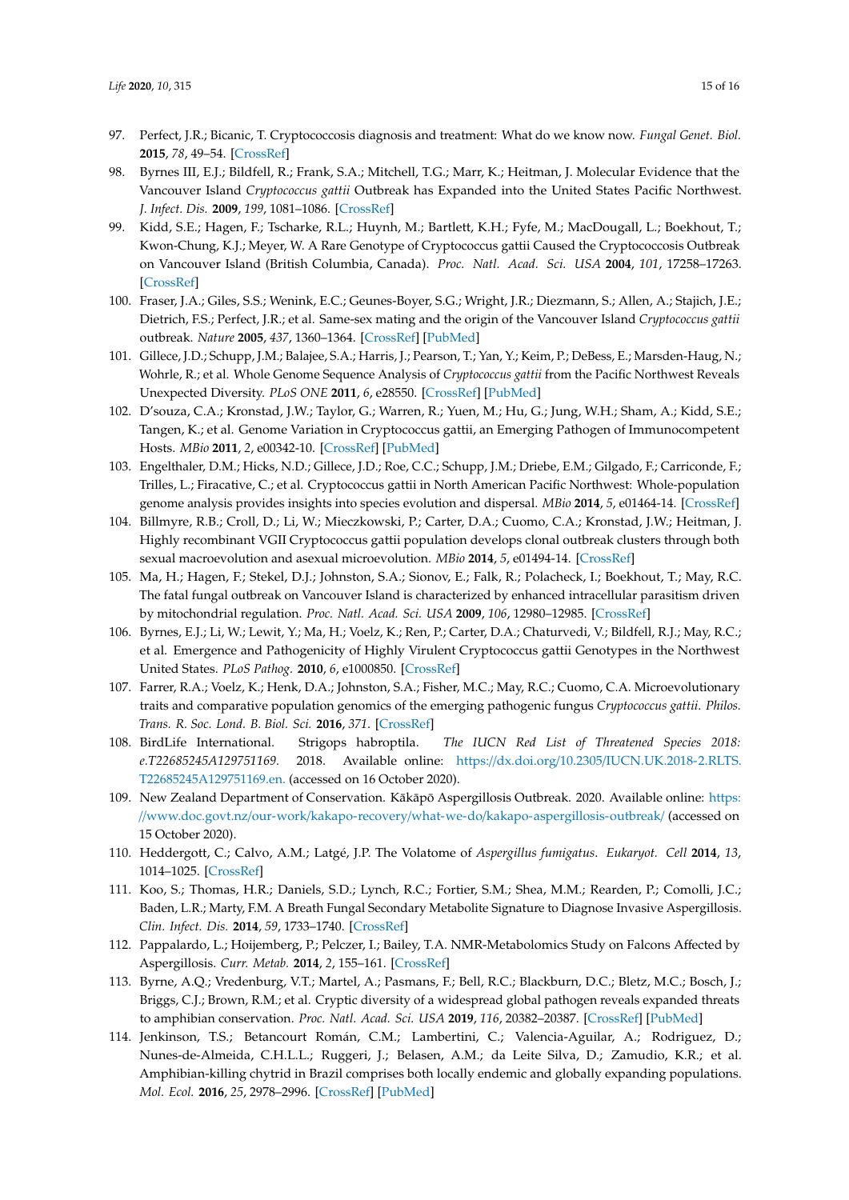97. Perfect, J.R.; Bicanic, T. Cryptococcosis diagnosis and treatment: What do we know now. *Fungal Genet. Biol.* **2015**, *78*, 49–54. [CrossRef]
98. Byrnes III, E.J.; Bildfell, R.; Frank, S.A.; Mitchell, T.G.; Marr, K.; Heitman, J. Molecular Evidence that the Vancouver Island *Cryptococcus gattii* Outbreak has Expanded into the United States Pacific Northwest. *J. Infect. Dis.* **2009**, *199*, 1081–1086. [CrossRef]
99. Kidd, S.E.; Hagen, F.; Tscharke, R.L.; Huynh, M.; Bartlett, K.H.; Fyfe, M.; MacDougall, L.; Boekhout, T.; Kwon-Chung, K.J.; Meyer, W. A Rare Genotype of Cryptococcus gattii Caused the Cryptococcosis Outbreak on Vancouver Island (British Columbia, Canada). *Proc. Natl. Acad. Sci. USA* **2004**, *101*, 17258–17263. [CrossRef]
100. Fraser, J.A.; Giles, S.S.; Wenink, E.C.; Geunes-Boyer, S.G.; Wright, J.R.; Diezmann, S.; Allen, A.; Stajich, J.E.; Dietrich, F.S.; Perfect, J.R.; et al. Same-sex mating and the origin of the Vancouver Island *Cryptococcus gattii* outbreak. *Nature* **2005**, *437*, 1360–1364. [CrossRef] [PubMed]
101. Gillece, J.D.; Schupp, J.M.; Balajee, S.A.; Harris, J.; Pearson, T.; Yan, Y.; Keim, P.; DeBess, E.; Marsden-Haug, N.; Wohrle, R.; et al. Whole Genome Sequence Analysis of *Cryptococcus gattii* from the Pacific Northwest Reveals Unexpected Diversity. *PLoS ONE* **2011**, *6*, e28550. [CrossRef] [PubMed]
102. D'souza, C.A.; Kronstad, J.W.; Taylor, G.; Warren, R.; Yuen, M.; Hu, G.; Jung, W.H.; Sham, A.; Kidd, S.E.; Tangen, K.; et al. Genome Variation in Cryptococcus gattii, an Emerging Pathogen of Immunocompetent Hosts. *MBio* **2011**, *2*, e00342-10. [CrossRef] [PubMed]
103. Engelthaler, D.M.; Hicks, N.D.; Gillece, J.D.; Roe, C.C.; Schupp, J.M.; Driebe, E.M.; Gilgado, F.; Carriconde, F.; Trilles, L.; Firacative, C.; et al. Cryptococcus gattii in North American Pacific Northwest: Whole-population genome analysis provides insights into species evolution and dispersal. *MBio* **2014**, *5*, e01464-14. [CrossRef]
104. Billmyre, R.B.; Croll, D.; Li, W.; Mieczkowski, P.; Carter, D.A.; Cuomo, C.A.; Kronstad, J.W.; Heitman, J. Highly recombinant VGII Cryptococcus gattii population develops clonal outbreak clusters through both sexual macroevolution and asexual microevolution. *MBio* **2014**, *5*, e01494-14. [CrossRef]
105. Ma, H.; Hagen, F.; Stekel, D.J.; Johnston, S.A.; Sionov, E.; Falk, R.; Polacheck, I.; Boekhout, T.; May, R.C. The fatal fungal outbreak on Vancouver Island is characterized by enhanced intracellular parasitism driven by mitochondrial regulation. *Proc. Natl. Acad. Sci. USA* **2009**, *106*, 12980–12985. [CrossRef]
106. Byrnes, E.J.; Li, W.; Lewit, Y.; Ma, H.; Voelz, K.; Ren, P.; Carter, D.A.; Chaturvedi, V.; Bildfell, R.J.; May, R.C.; et al. Emergence and Pathogenicity of Highly Virulent Cryptococcus gattii Genotypes in the Northwest United States. *PLoS Pathog.* **2010**, *6*, e1000850. [CrossRef]
107. Farrer, R.A.; Voelz, K.; Henk, D.A.; Johnston, S.A.; Fisher, M.C.; May, R.C.; Cuomo, C.A. Microevolutionary traits and comparative population genomics of the emerging pathogenic fungus *Cryptococcus gattii*. *Philos. Trans. R. Soc. Lond. B. Biol. Sci.* **2016**, *371*. [CrossRef]
108. BirdLife International. Strigops habroptila. *The IUCN Red List of Threatened Species 2018: e.T22685245A129751169*. 2018. Available online: https://dx.doi.org/10.2305/IUCN.UK.2018-2.RLTS.T22685245A129751169.en. (accessed on 16 October 2020).
109. New Zealand Department of Conservation. Kākāpō Aspergillosis Outbreak. 2020. Available online: https://www.doc.govt.nz/our-work/kakapo-recovery/what-we-do/kakapo-aspergillosis-outbreak/ (accessed on 15 October 2020).
110. Heddergott, C.; Calvo, A.M.; Latgé, J.P. The Volatome of *Aspergillus fumigatus*. *Eukaryot. Cell* **2014**, *13*, 1014–1025. [CrossRef]
111. Koo, S.; Thomas, H.R.; Daniels, S.D.; Lynch, R.C.; Fortier, S.M.; Shea, M.M.; Rearden, P.; Comolli, J.C.; Baden, L.R.; Marty, F.M. A Breath Fungal Secondary Metabolite Signature to Diagnose Invasive Aspergillosis. *Clin. Infect. Dis.* **2014**, *59*, 1733–1740. [CrossRef]
112. Pappalardo, L.; Hoijemberg, P.; Pelczer, I.; Bailey, T.A. NMR-Metabolomics Study on Falcons Affected by Aspergillosis. *Curr. Metab.* **2014**, *2*, 155–161. [CrossRef]
113. Byrne, A.Q.; Vredenburg, V.T.; Martel, A.; Pasmans, F.; Bell, R.C.; Blackburn, D.C.; Bletz, M.C.; Bosch, J.; Briggs, C.J.; Brown, R.M.; et al. Cryptic diversity of a widespread global pathogen reveals expanded threats to amphibian conservation. *Proc. Natl. Acad. Sci. USA* **2019**, *116*, 20382–20387. [CrossRef] [PubMed]
114. Jenkinson, T.S.; Betancourt Román, C.M.; Lambertini, C.; Valencia-Aguilar, A.; Rodriguez, D.; Nunes-de-Almeida, C.H.L.L.; Ruggeri, J.; Belasen, A.M.; da Leite Silva, D.; Zamudio, K.R.; et al. Amphibian-killing chytrid in Brazil comprises both locally endemic and globally expanding populations. *Mol. Ecol.* **2016**, *25*, 2978–2996. [CrossRef] [PubMed]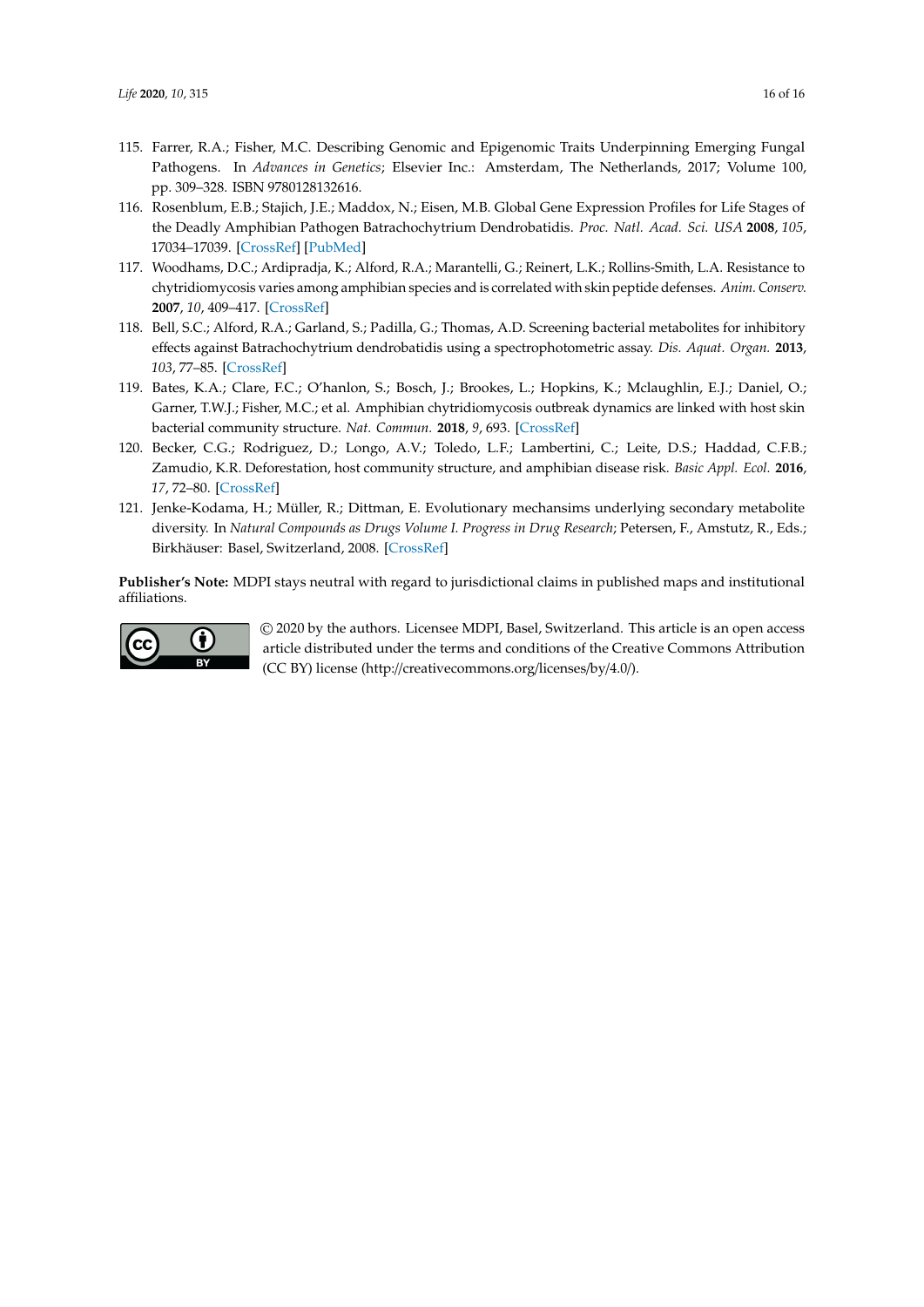115. Farrer, R.A.; Fisher, M.C. Describing Genomic and Epigenomic Traits Underpinning Emerging Fungal Pathogens. In *Advances in Genetics*; Elsevier Inc.: Amsterdam, The Netherlands, 2017; Volume 100, pp. 309–328. ISBN 9780128132616.
116. Rosenblum, E.B.; Stajich, J.E.; Maddox, N.; Eisen, M.B. Global Gene Expression Profiles for Life Stages of the Deadly Amphibian Pathogen Batrachochytrium Dendrobatidis. *Proc. Natl. Acad. Sci. USA* **2008**, *105*, 17034–17039. [CrossRef] [PubMed]
117. Woodhams, D.C.; Ardipradja, K.; Alford, R.A.; Marantelli, G.; Reinert, L.K.; Rollins-Smith, L.A. Resistance to chytridiomycosis varies among amphibian species and is correlated with skin peptide defenses. *Anim. Conserv.* **2007**, *10*, 409–417. [CrossRef]
118. Bell, S.C.; Alford, R.A.; Garland, S.; Padilla, G.; Thomas, A.D. Screening bacterial metabolites for inhibitory effects against Batrachochytrium dendrobatidis using a spectrophotometric assay. *Dis. Aquat. Organ.* **2013**, *103*, 77–85. [CrossRef]
119. Bates, K.A.; Clare, F.C.; O'hanlon, S.; Bosch, J.; Brookes, L.; Hopkins, K.; Mclaughlin, E.J.; Daniel, O.; Garner, T.W.J.; Fisher, M.C.; et al. Amphibian chytridiomycosis outbreak dynamics are linked with host skin bacterial community structure. *Nat. Commun.* **2018**, *9*, 693. [CrossRef]
120. Becker, C.G.; Rodriguez, D.; Longo, A.V.; Toledo, L.F.; Lambertini, C.; Leite, D.S.; Haddad, C.F.B.; Zamudio, K.R. Deforestation, host community structure, and amphibian disease risk. *Basic Appl. Ecol.* **2016**, *17*, 72–80. [CrossRef]
121. Jenke-Kodama, H.; Müller, R.; Dittman, E. Evolutionary mechansims underlying secondary metabolite diversity. In *Natural Compounds as Drugs Volume I. Progress in Drug Research*; Petersen, F., Amstutz, R., Eds.; Birkhäuser: Basel, Switzerland, 2008. [CrossRef]

**Publisher's Note:** MDPI stays neutral with regard to jurisdictional claims in published maps and institutional affiliations.

© 2020 by the authors. Licensee MDPI, Basel, Switzerland. This article is an open access article distributed under the terms and conditions of the Creative Commons Attribution (CC BY) license (http://creativecommons.org/licenses/by/4.0/).